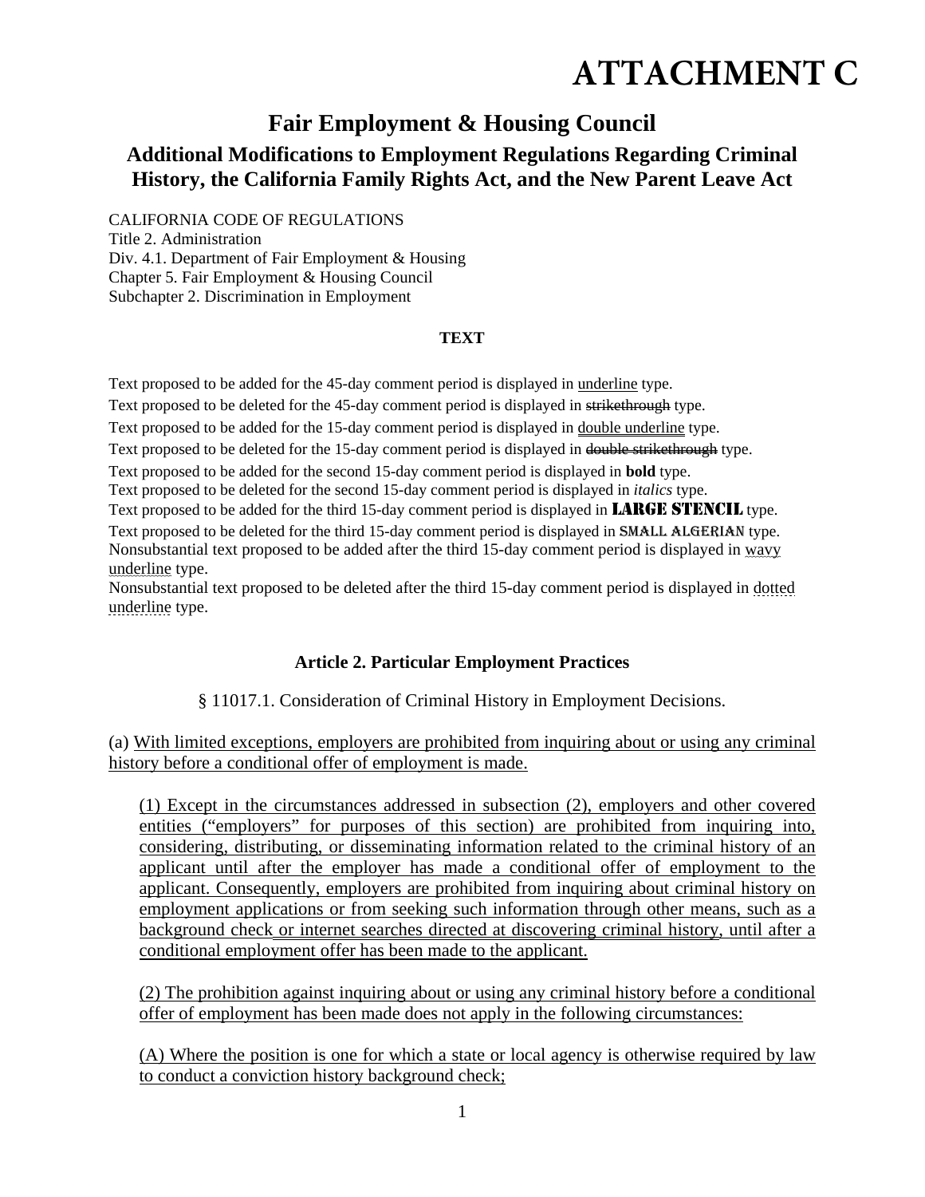# ATTACHMENT C

## Fair Employment & Housing Council

### Additional Modifications to Employment Regulations Regarding Criminal History, the California Family Rights Act, and the New Parent Leave Act

CALIFORNIA CODE OF REGULATIONS
Title 2. Administration
Div. 4.1. Department of Fair Employment & Housing
Chapter 5. Fair Employment & Housing Council
Subchapter 2. Discrimination in Employment

**TEXT**

Text proposed to be added for the 45-day comment period is displayed in <u>underline</u> type.

Text proposed to be deleted for the 45-day comment period is displayed in ~~strikethrough~~ type.

Text proposed to be added for the 15-day comment period is displayed in <u>double underline</u> type.

Text proposed to be deleted for the 15-day comment period is displayed in ~~double strikethrough~~ type.

Text proposed to be added for the second 15-day comment period is displayed in **bold** type.

Text proposed to be deleted for the second 15-day comment period is displayed in *italics* type.

Text proposed to be added for the third 15-day comment period is displayed in **LARGE STENCIL** type.

Text proposed to be deleted for the third 15-day comment period is displayed in SMALL ALGERIAN type.

Nonsubstantial text proposed to be added after the third 15-day comment period is displayed in <u>wavy underline</u> type.

Nonsubstantial text proposed to be deleted after the third 15-day comment period is displayed in <u>dotted underline</u> type.

**Article 2. Particular Employment Practices**

§ 11017.1. Consideration of Criminal History in Employment Decisions.

(a) <u>With limited exceptions, employers are prohibited from inquiring about or using any criminal history before a conditional offer of employment is made.</u>

<u>(1) Except in the circumstances addressed in subsection (2), employers and other covered entities ("employers" for purposes of this section) are prohibited from inquiring into, considering, distributing, or disseminating information related to the criminal history of an applicant until after the employer has made a conditional offer of employment to the applicant. Consequently, employers are prohibited from inquiring about criminal history on employment applications or from seeking such information through other means, such as a background check or internet searches directed at discovering criminal history, until after a conditional employment offer has been made to the applicant.</u>

<u>(2) The prohibition against inquiring about or using any criminal history before a conditional offer of employment has been made does not apply in the following circumstances:</u>

<u>(A) Where the position is one for which a state or local agency is otherwise required by law to conduct a conviction history background check;</u>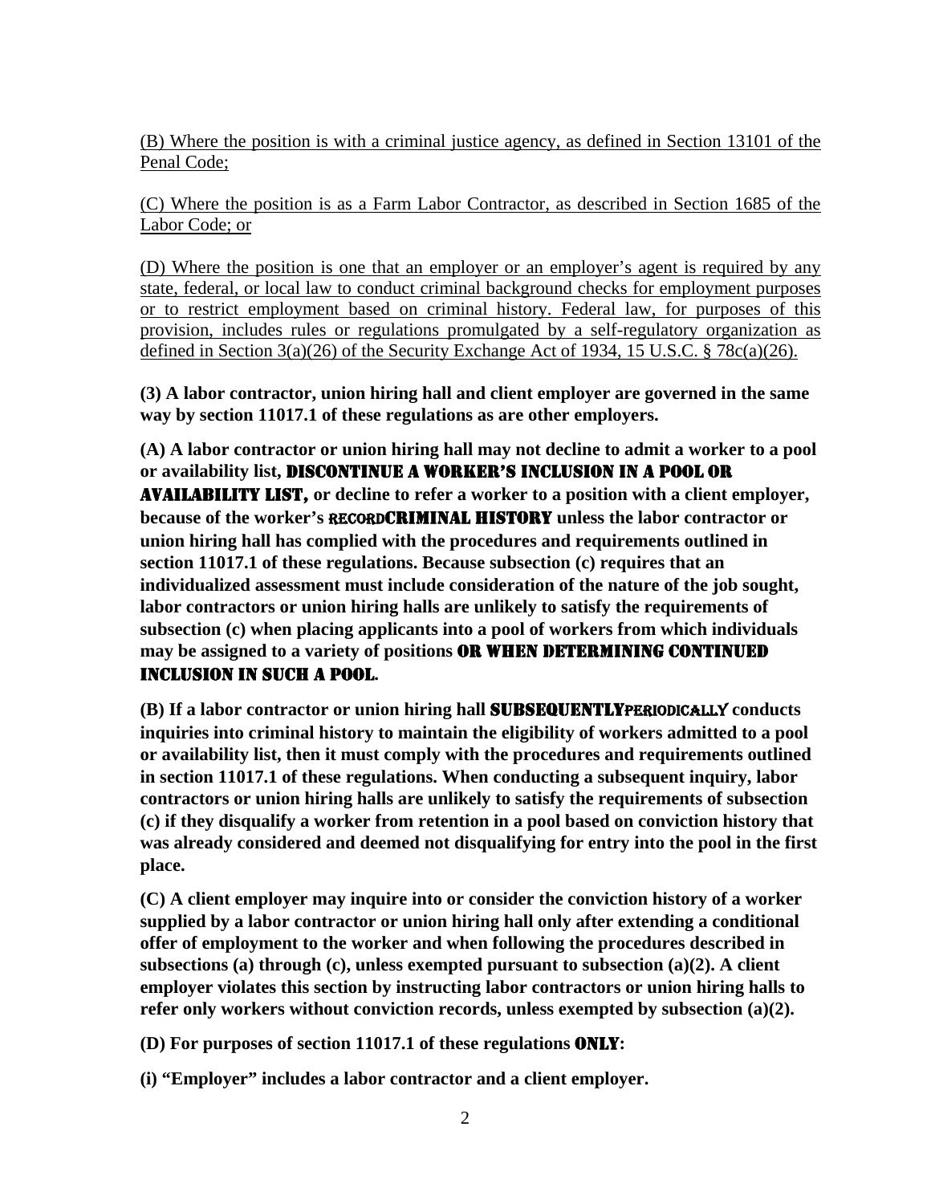(B) Where the position is with a criminal justice agency, as defined in Section 13101 of the Penal Code;

(C) Where the position is as a Farm Labor Contractor, as described in Section 1685 of the Labor Code; or

(D) Where the position is one that an employer or an employer's agent is required by any state, federal, or local law to conduct criminal background checks for employment purposes or to restrict employment based on criminal history. Federal law, for purposes of this provision, includes rules or regulations promulgated by a self-regulatory organization as defined in Section 3(a)(26) of the Security Exchange Act of 1934, 15 U.S.C. § 78c(a)(26).

**(3) A labor contractor, union hiring hall and client employer are governed in the same way by section 11017.1 of these regulations as are other employers.**

**(A) A labor contractor or union hiring hall may not decline to admit a worker to a pool or availability list, DISCONTINUE A WORKER'S INCLUSION IN A POOL OR AVAILABILITY LIST, or decline to refer a worker to a position with a client employer, because of the worker's RECORDCRIMINAL HISTORY unless the labor contractor or union hiring hall has complied with the procedures and requirements outlined in section 11017.1 of these regulations. Because subsection (c) requires that an individualized assessment must include consideration of the nature of the job sought, labor contractors or union hiring halls are unlikely to satisfy the requirements of subsection (c) when placing applicants into a pool of workers from which individuals may be assigned to a variety of positions OR WHEN DETERMINING CONTINUED INCLUSION IN SUCH A POOL.**

**(B) If a labor contractor or union hiring hall SUBSEQUENTLYPERIODICALLY conducts inquiries into criminal history to maintain the eligibility of workers admitted to a pool or availability list, then it must comply with the procedures and requirements outlined in section 11017.1 of these regulations. When conducting a subsequent inquiry, labor contractors or union hiring halls are unlikely to satisfy the requirements of subsection (c) if they disqualify a worker from retention in a pool based on conviction history that was already considered and deemed not disqualifying for entry into the pool in the first place.**

**(C) A client employer may inquire into or consider the conviction history of a worker supplied by a labor contractor or union hiring hall only after extending a conditional offer of employment to the worker and when following the procedures described in subsections (a) through (c), unless exempted pursuant to subsection (a)(2). A client employer violates this section by instructing labor contractors or union hiring halls to refer only workers without conviction records, unless exempted by subsection (a)(2).**

**(D) For purposes of section 11017.1 of these regulations ONLY:**

**(i) "Employer" includes a labor contractor and a client employer.**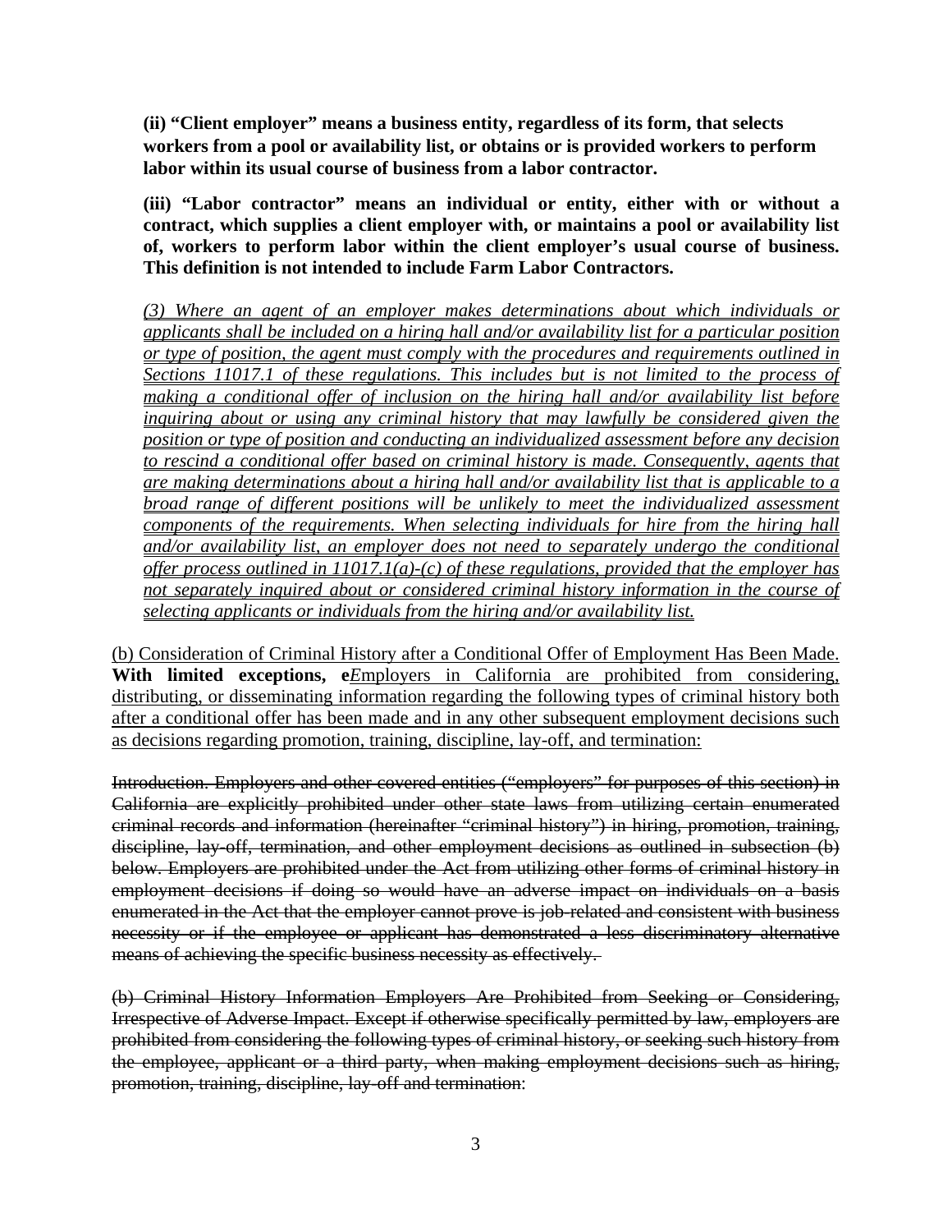**(ii) "Client employer" means a business entity, regardless of its form, that selects workers from a pool or availability list, or obtains or is provided workers to perform labor within its usual course of business from a labor contractor.**

**(iii) "Labor contractor" means an individual or entity, either with or without a contract, which supplies a client employer with, or maintains a pool or availability list of, workers to perform labor within the client employer's usual course of business. This definition is not intended to include Farm Labor Contractors.**

*<u>(3) Where an agent of an employer makes determinations about which individuals or applicants shall be included on a hiring hall and/or availability list for a particular position or type of position, the agent must comply with the procedures and requirements outlined in Sections 11017.1 of these regulations. This includes but is not limited to the process of making a conditional offer of inclusion on the hiring hall and/or availability list before inquiring about or using any criminal history that may lawfully be considered given the position or type of position and conducting an individualized assessment before any decision to rescind a conditional offer based on criminal history is made. Consequently, agents that are making determinations about a hiring hall and/or availability list that is applicable to a broad range of different positions will be unlikely to meet the individualized assessment components of the requirements. When selecting individuals for hire from the hiring hall and/or availability list, an employer does not need to separately undergo the conditional offer process outlined in 11017.1(a)-(c) of these regulations, provided that the employer has not separately inquired about or considered criminal history information in the course of selecting applicants or individuals from the hiring and/or availability list.</u>*

<u>(b) Consideration of Criminal History after a Conditional Offer of Employment Has Been Made.</u> **With limited exceptions, e***<u>E</u>*mployers in California are prohibited from considering, <u>distributing, or disseminating information regarding the following types of criminal history both after a conditional offer has been made and in any other subsequent employment decisions such as decisions regarding promotion, training, discipline, lay-off, and termination:</u>

~~Introduction. Employers and other covered entities ("employers" for purposes of this section) in California are explicitly prohibited under other state laws from utilizing certain enumerated criminal records and information (hereinafter "criminal history") in hiring, promotion, training, discipline, lay-off, termination, and other employment decisions as outlined in subsection (b) below. Employers are prohibited under the Act from utilizing other forms of criminal history in employment decisions if doing so would have an adverse impact on individuals on a basis enumerated in the Act that the employer cannot prove is job-related and consistent with business necessity or if the employee or applicant has demonstrated a less discriminatory alternative means of achieving the specific business necessity as effectively.~~

~~(b) Criminal History Information Employers Are Prohibited from Seeking or Considering, Irrespective of Adverse Impact. Except if otherwise specifically permitted by law, employers are prohibited from considering the following types of criminal history, or seeking such history from the employee, applicant or a third party, when making employment decisions such as hiring, promotion, training, discipline, lay-off and termination~~: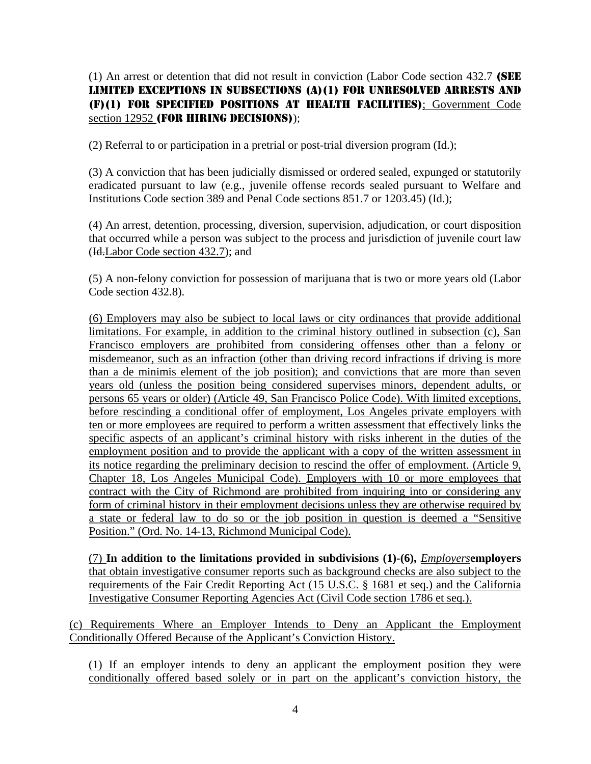(1) An arrest or detention that did not result in conviction (Labor Code section 432.7 **(SEE LIMITED EXCEPTIONS IN SUBSECTIONS (A)(1) FOR UNRESOLVED ARRESTS AND (F)(1) FOR SPECIFIED POSITIONS AT HEALTH FACILITIES)**; Government Code section 12952 **(FOR HIRING DECISIONS)**);

(2) Referral to or participation in a pretrial or post-trial diversion program (Id.);

(3) A conviction that has been judicially dismissed or ordered sealed, expunged or statutorily eradicated pursuant to law (e.g., juvenile offense records sealed pursuant to Welfare and Institutions Code section 389 and Penal Code sections 851.7 or 1203.45) (Id.);

(4) An arrest, detention, processing, diversion, supervision, adjudication, or court disposition that occurred while a person was subject to the process and jurisdiction of juvenile court law (~~Id.~~Labor Code section 432.7); and

(5) A non-felony conviction for possession of marijuana that is two or more years old (Labor Code section 432.8).

(6) Employers may also be subject to local laws or city ordinances that provide additional limitations. For example, in addition to the criminal history outlined in subsection (c), San Francisco employers are prohibited from considering offenses other than a felony or misdemeanor, such as an infraction (other than driving record infractions if driving is more than a de minimis element of the job position); and convictions that are more than seven years old (unless the position being considered supervises minors, dependent adults, or persons 65 years or older) (Article 49, San Francisco Police Code). With limited exceptions, before rescinding a conditional offer of employment, Los Angeles private employers with ten or more employees are required to perform a written assessment that effectively links the specific aspects of an applicant's criminal history with risks inherent in the duties of the employment position and to provide the applicant with a copy of the written assessment in its notice regarding the preliminary decision to rescind the offer of employment. (Article 9, Chapter 18, Los Angeles Municipal Code). Employers with 10 or more employees that contract with the City of Richmond are prohibited from inquiring into or considering any form of criminal history in their employment decisions unless they are otherwise required by a state or federal law to do so or the job position in question is deemed a "Sensitive Position." (Ord. No. 14-13, Richmond Municipal Code).

(7) **In addition to the limitations provided in subdivisions (1)-(6),** *Employers***employers** that obtain investigative consumer reports such as background checks are also subject to the requirements of the Fair Credit Reporting Act (15 U.S.C. § 1681 et seq.) and the California Investigative Consumer Reporting Agencies Act (Civil Code section 1786 et seq.).

(c) Requirements Where an Employer Intends to Deny an Applicant the Employment Conditionally Offered Because of the Applicant's Conviction History.

(1) If an employer intends to deny an applicant the employment position they were conditionally offered based solely or in part on the applicant's conviction history, the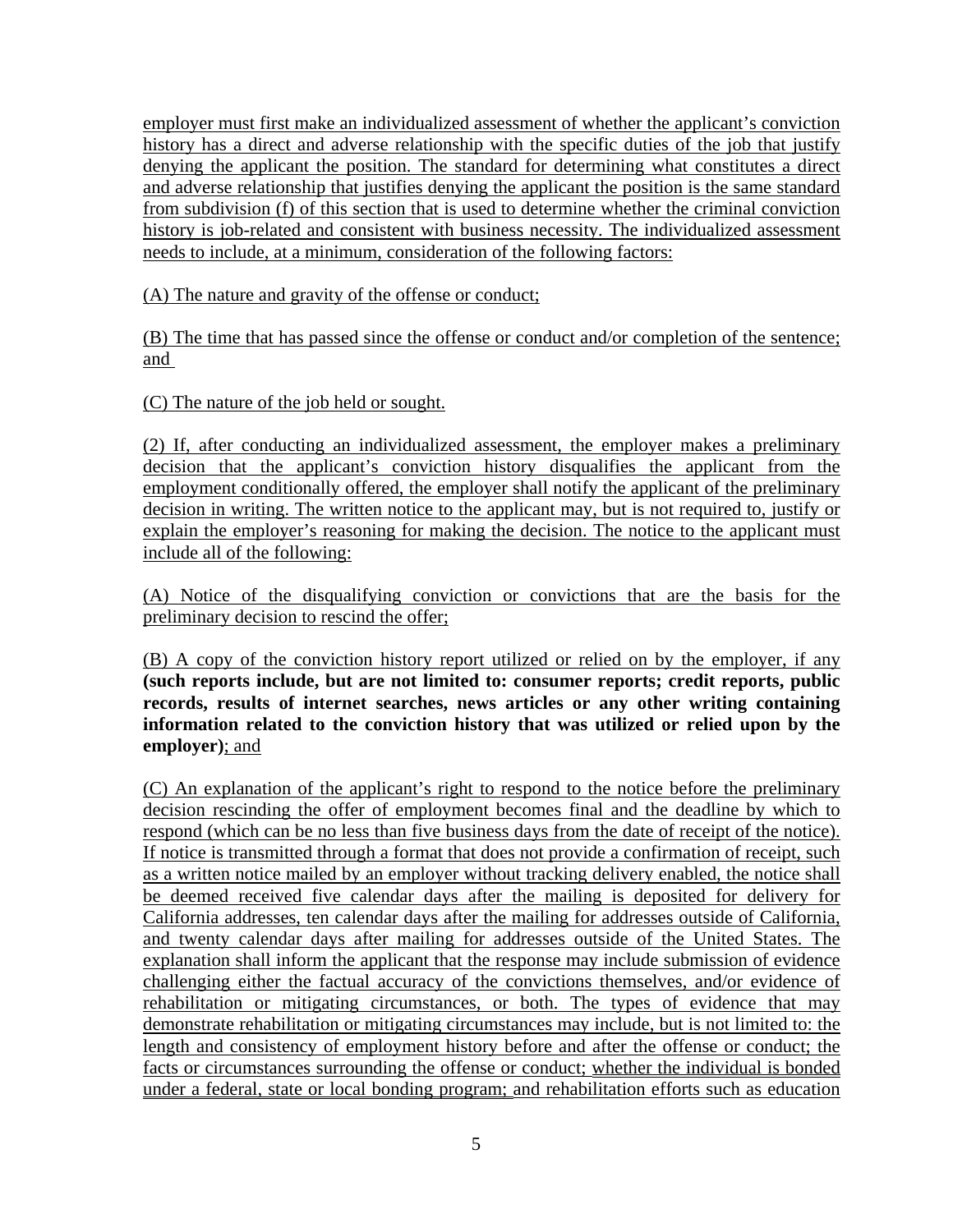employer must first make an individualized assessment of whether the applicant's conviction history has a direct and adverse relationship with the specific duties of the job that justify denying the applicant the position. The standard for determining what constitutes a direct and adverse relationship that justifies denying the applicant the position is the same standard from subdivision (f) of this section that is used to determine whether the criminal conviction history is job-related and consistent with business necessity. The individualized assessment needs to include, at a minimum, consideration of the following factors:

(A) The nature and gravity of the offense or conduct;

(B) The time that has passed since the offense or conduct and/or completion of the sentence; and

(C) The nature of the job held or sought.

(2) If, after conducting an individualized assessment, the employer makes a preliminary decision that the applicant's conviction history disqualifies the applicant from the employment conditionally offered, the employer shall notify the applicant of the preliminary decision in writing. The written notice to the applicant may, but is not required to, justify or explain the employer's reasoning for making the decision. The notice to the applicant must include all of the following:

(A) Notice of the disqualifying conviction or convictions that are the basis for the preliminary decision to rescind the offer;

(B) A copy of the conviction history report utilized or relied on by the employer, if any **(such reports include, but are not limited to: consumer reports; credit reports, public records, results of internet searches, news articles or any other writing containing information related to the conviction history that was utilized or relied upon by the employer)**; and

(C) An explanation of the applicant's right to respond to the notice before the preliminary decision rescinding the offer of employment becomes final and the deadline by which to respond (which can be no less than five business days from the date of receipt of the notice). If notice is transmitted through a format that does not provide a confirmation of receipt, such as a written notice mailed by an employer without tracking delivery enabled, the notice shall be deemed received five calendar days after the mailing is deposited for delivery for California addresses, ten calendar days after the mailing for addresses outside of California, and twenty calendar days after mailing for addresses outside of the United States. The explanation shall inform the applicant that the response may include submission of evidence challenging either the factual accuracy of the convictions themselves, and/or evidence of rehabilitation or mitigating circumstances, or both. The types of evidence that may demonstrate rehabilitation or mitigating circumstances may include, but is not limited to: the length and consistency of employment history before and after the offense or conduct; the facts or circumstances surrounding the offense or conduct; whether the individual is bonded under a federal, state or local bonding program; and rehabilitation efforts such as education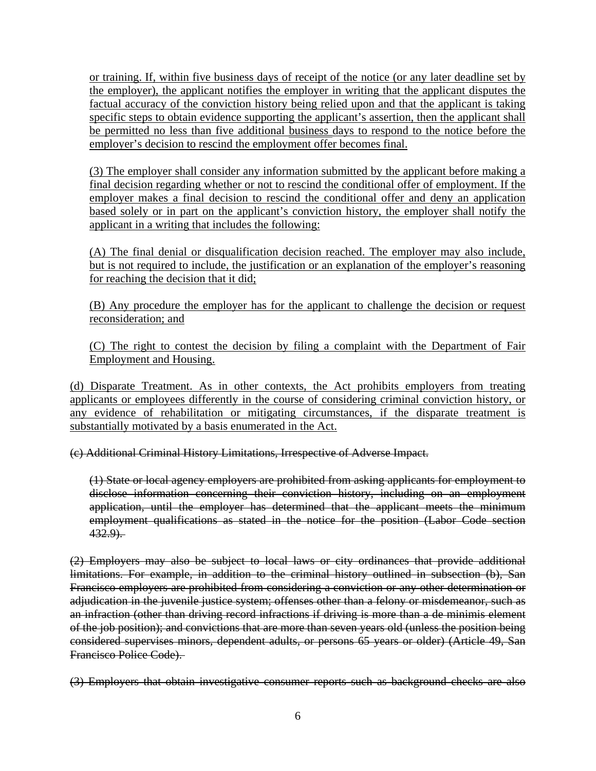or training. If, within five business days of receipt of the notice (or any later deadline set by the employer), the applicant notifies the employer in writing that the applicant disputes the factual accuracy of the conviction history being relied upon and that the applicant is taking specific steps to obtain evidence supporting the applicant's assertion, then the applicant shall be permitted no less than five additional business days to respond to the notice before the employer's decision to rescind the employment offer becomes final.

(3) The employer shall consider any information submitted by the applicant before making a final decision regarding whether or not to rescind the conditional offer of employment. If the employer makes a final decision to rescind the conditional offer and deny an application based solely or in part on the applicant's conviction history, the employer shall notify the applicant in a writing that includes the following:

(A) The final denial or disqualification decision reached. The employer may also include, but is not required to include, the justification or an explanation of the employer's reasoning for reaching the decision that it did;

(B) Any procedure the employer has for the applicant to challenge the decision or request reconsideration; and

(C) The right to contest the decision by filing a complaint with the Department of Fair Employment and Housing.

(d) Disparate Treatment. As in other contexts, the Act prohibits employers from treating applicants or employees differently in the course of considering criminal conviction history, or any evidence of rehabilitation or mitigating circumstances, if the disparate treatment is substantially motivated by a basis enumerated in the Act.

~~(c) Additional Criminal History Limitations, Irrespective of Adverse Impact.~~

~~(1) State or local agency employers are prohibited from asking applicants for employment to disclose information concerning their conviction history, including on an employment application, until the employer has determined that the applicant meets the minimum employment qualifications as stated in the notice for the position (Labor Code section 432.9).~~

~~(2) Employers may also be subject to local laws or city ordinances that provide additional limitations. For example, in addition to the criminal history outlined in subsection (b), San Francisco employers are prohibited from considering a conviction or any other determination or adjudication in the juvenile justice system; offenses other than a felony or misdemeanor, such as an infraction (other than driving record infractions if driving is more than a de minimis element of the job position); and convictions that are more than seven years old (unless the position being considered supervises minors, dependent adults, or persons 65 years or older) (Article 49, San Francisco Police Code).~~

~~(3) Employers that obtain investigative consumer reports such as background checks are also~~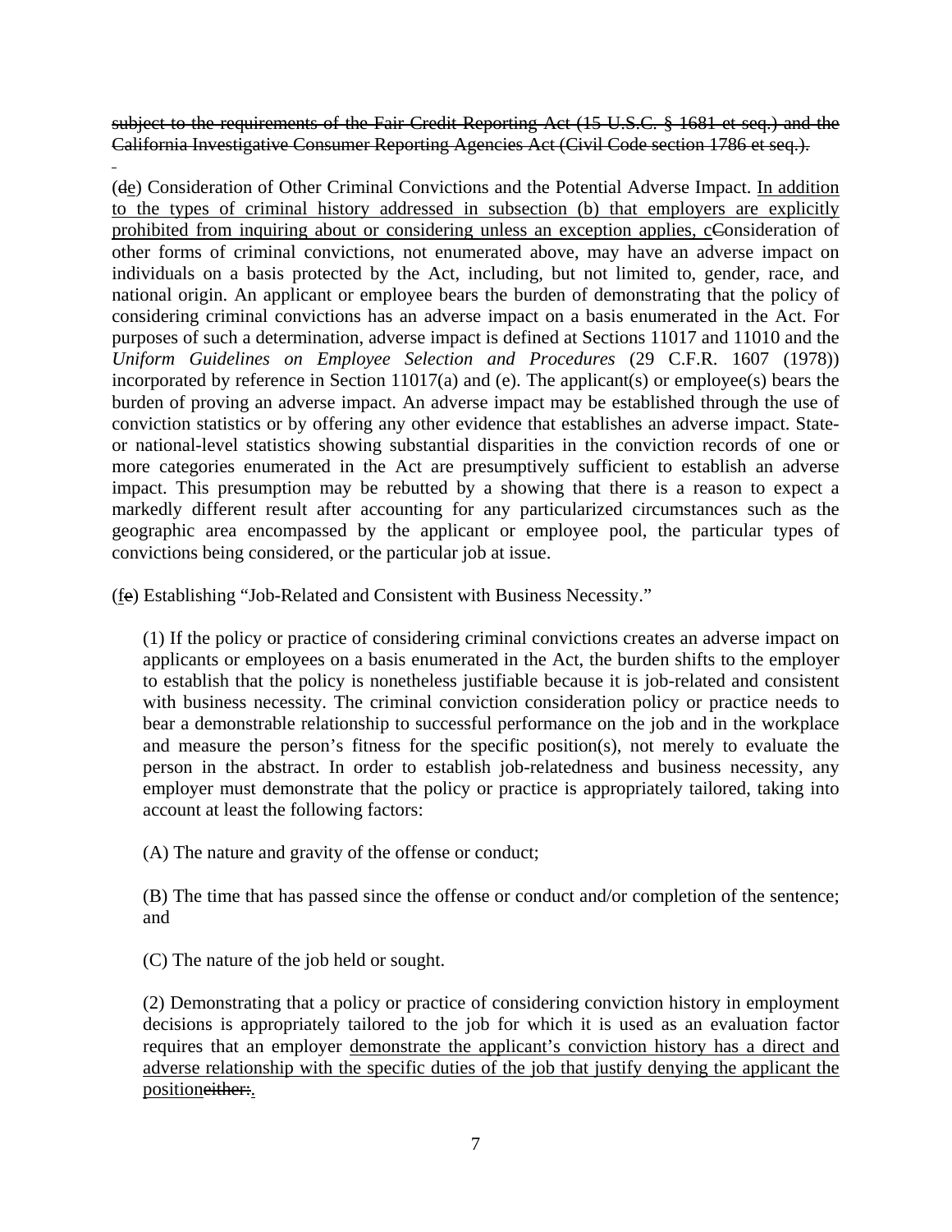~~subject to the requirements of the Fair Credit Reporting Act (15 U.S.C. § 1681 et seq.) and the California Investigative Consumer Reporting Agencies Act (Civil Code section 1786 et seq.).~~

(~~d~~<u>e</u>) Consideration of Other Criminal Convictions and the Potential Adverse Impact. <u>In addition to the types of criminal history addressed in subsection (b) that employers are explicitly prohibited from inquiring about or considering unless an exception applies, c</u>~~C~~onsideration of other forms of criminal convictions, not enumerated above, may have an adverse impact on individuals on a basis protected by the Act, including, but not limited to, gender, race, and national origin. An applicant or employee bears the burden of demonstrating that the policy of considering criminal convictions has an adverse impact on a basis enumerated in the Act. For purposes of such a determination, adverse impact is defined at Sections 11017 and 11010 and the *Uniform Guidelines on Employee Selection and Procedures* (29 C.F.R. 1607 (1978)) incorporated by reference in Section 11017(a) and (e). The applicant(s) or employee(s) bears the burden of proving an adverse impact. An adverse impact may be established through the use of conviction statistics or by offering any other evidence that establishes an adverse impact. State- or national-level statistics showing substantial disparities in the conviction records of one or more categories enumerated in the Act are presumptively sufficient to establish an adverse impact. This presumption may be rebutted by a showing that there is a reason to expect a markedly different result after accounting for any particularized circumstances such as the geographic area encompassed by the applicant or employee pool, the particular types of convictions being considered, or the particular job at issue.

(<u>f</u>~~e~~) Establishing "Job-Related and Consistent with Business Necessity."

(1) If the policy or practice of considering criminal convictions creates an adverse impact on applicants or employees on a basis enumerated in the Act, the burden shifts to the employer to establish that the policy is nonetheless justifiable because it is job-related and consistent with business necessity. The criminal conviction consideration policy or practice needs to bear a demonstrable relationship to successful performance on the job and in the workplace and measure the person's fitness for the specific position(s), not merely to evaluate the person in the abstract. In order to establish job-relatedness and business necessity, any employer must demonstrate that the policy or practice is appropriately tailored, taking into account at least the following factors:

(A) The nature and gravity of the offense or conduct;

(B) The time that has passed since the offense or conduct and/or completion of the sentence; and

(C) The nature of the job held or sought.

(2) Demonstrating that a policy or practice of considering conviction history in employment decisions is appropriately tailored to the job for which it is used as an evaluation factor requires that an employer <u>demonstrate the applicant's conviction history has a direct and adverse relationship with the specific duties of the job that justify denying the applicant the position</u>~~either:~~<u>.</u>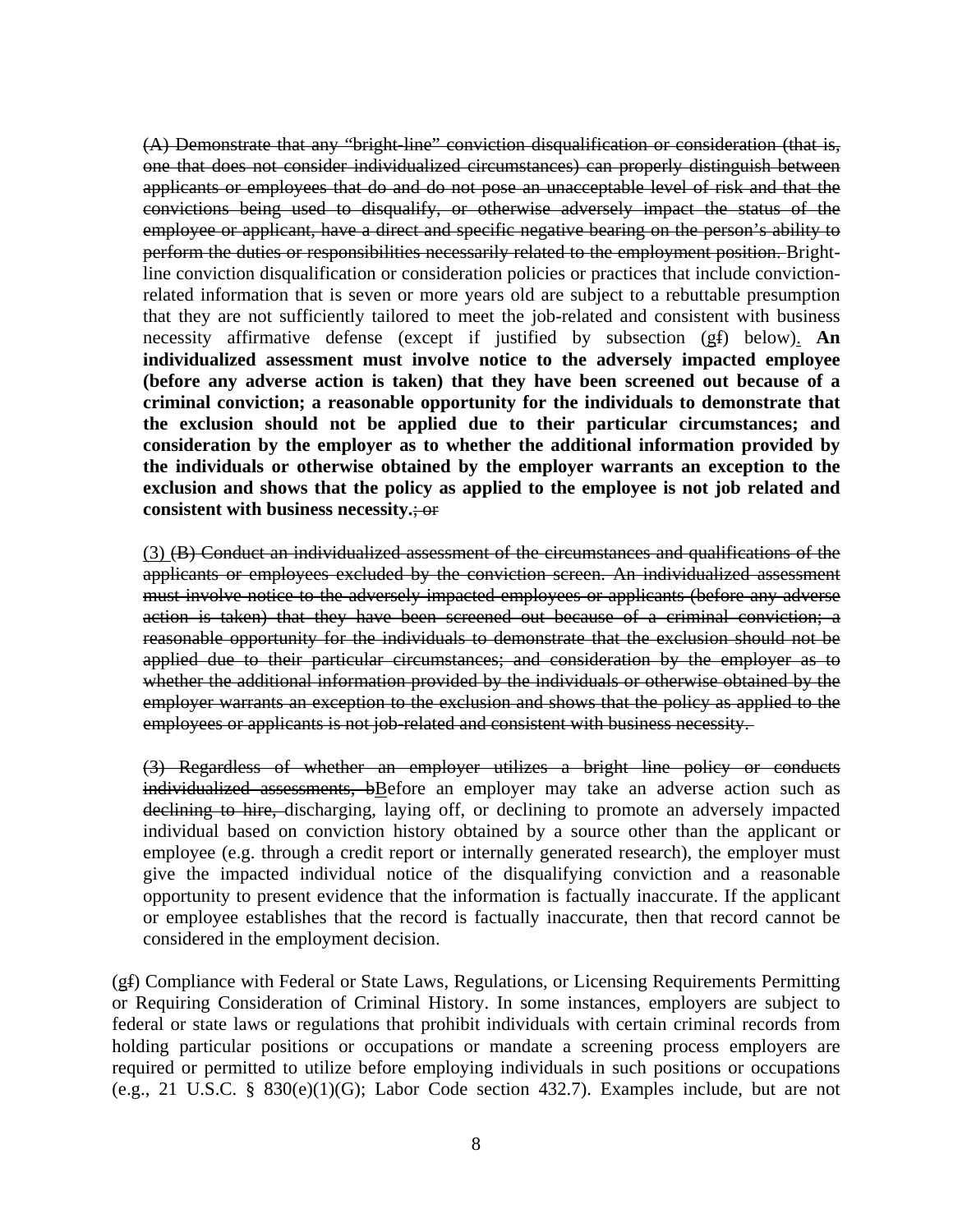(A) Demonstrate that any "bright-line" conviction disqualification or consideration (that is, one that does not consider individualized circumstances) can properly distinguish between applicants or employees that do and do not pose an unacceptable level of risk and that the convictions being used to disqualify, or otherwise adversely impact the status of the employee or applicant, have a direct and specific negative bearing on the person's ability to perform the duties or responsibilities necessarily related to the employment position. Bright-line conviction disqualification or consideration policies or practices that include conviction-related information that is seven or more years old are subject to a rebuttable presumption that they are not sufficiently tailored to meet the job-related and consistent with business necessity affirmative defense (except if justified by subsection (gf) below). **An individualized assessment must involve notice to the adversely impacted employee (before any adverse action is taken) that they have been screened out because of a criminal conviction; a reasonable opportunity for the individuals to demonstrate that the exclusion should not be applied due to their particular circumstances; and consideration by the employer as to whether the additional information provided by the individuals or otherwise obtained by the employer warrants an exception to the exclusion and shows that the policy as applied to the employee is not job related and consistent with business necessity.**; or

(3) (B) Conduct an individualized assessment of the circumstances and qualifications of the applicants or employees excluded by the conviction screen. An individualized assessment must involve notice to the adversely impacted employees or applicants (before any adverse action is taken) that they have been screened out because of a criminal conviction; a reasonable opportunity for the individuals to demonstrate that the exclusion should not be applied due to their particular circumstances; and consideration by the employer as to whether the additional information provided by the individuals or otherwise obtained by the employer warrants an exception to the exclusion and shows that the policy as applied to the employees or applicants is not job-related and consistent with business necessity.

(3) Regardless of whether an employer utilizes a bright line policy or conducts individualized assessments, bBefore an employer may take an adverse action such as declining to hire, discharging, laying off, or declining to promote an adversely impacted individual based on conviction history obtained by a source other than the applicant or employee (e.g. through a credit report or internally generated research), the employer must give the impacted individual notice of the disqualifying conviction and a reasonable opportunity to present evidence that the information is factually inaccurate. If the applicant or employee establishes that the record is factually inaccurate, then that record cannot be considered in the employment decision.

(gf) Compliance with Federal or State Laws, Regulations, or Licensing Requirements Permitting or Requiring Consideration of Criminal History. In some instances, employers are subject to federal or state laws or regulations that prohibit individuals with certain criminal records from holding particular positions or occupations or mandate a screening process employers are required or permitted to utilize before employing individuals in such positions or occupations (e.g., 21 U.S.C. § 830(e)(1)(G); Labor Code section 432.7). Examples include, but are not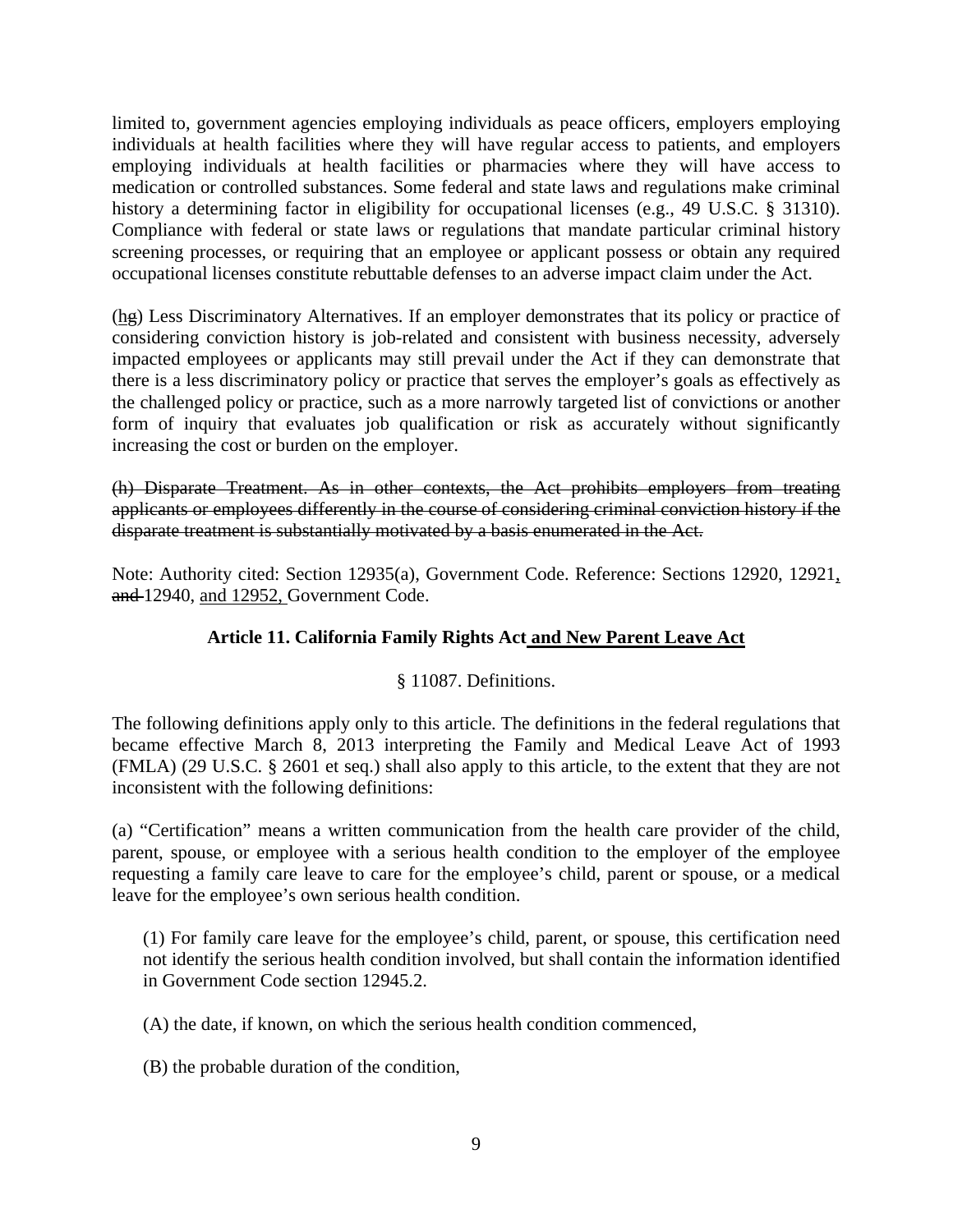limited to, government agencies employing individuals as peace officers, employers employing individuals at health facilities where they will have regular access to patients, and employers employing individuals at health facilities or pharmacies where they will have access to medication or controlled substances. Some federal and state laws and regulations make criminal history a determining factor in eligibility for occupational licenses (e.g., 49 U.S.C. § 31310). Compliance with federal or state laws or regulations that mandate particular criminal history screening processes, or requiring that an employee or applicant possess or obtain any required occupational licenses constitute rebuttable defenses to an adverse impact claim under the Act.

(<u>h</u>~~g~~) Less Discriminatory Alternatives. If an employer demonstrates that its policy or practice of considering conviction history is job-related and consistent with business necessity, adversely impacted employees or applicants may still prevail under the Act if they can demonstrate that there is a less discriminatory policy or practice that serves the employer's goals as effectively as the challenged policy or practice, such as a more narrowly targeted list of convictions or another form of inquiry that evaluates job qualification or risk as accurately without significantly increasing the cost or burden on the employer.

~~(h) Disparate Treatment. As in other contexts, the Act prohibits employers from treating applicants or employees differently in the course of considering criminal conviction history if the disparate treatment is substantially motivated by a basis enumerated in the Act.~~

Note: Authority cited: Section 12935(a), Government Code. Reference: Sections 12920, 12921<u>,</u> ~~and~~ 12940, <u>and 12952,</u> Government Code.

## Article 11. California Family Rights Act <u>and New Parent Leave Act</u>

§ 11087. Definitions.

The following definitions apply only to this article. The definitions in the federal regulations that became effective March 8, 2013 interpreting the Family and Medical Leave Act of 1993 (FMLA) (29 U.S.C. § 2601 et seq.) shall also apply to this article, to the extent that they are not inconsistent with the following definitions:

(a) "Certification" means a written communication from the health care provider of the child, parent, spouse, or employee with a serious health condition to the employer of the employee requesting a family care leave to care for the employee's child, parent or spouse, or a medical leave for the employee's own serious health condition.

(1) For family care leave for the employee's child, parent, or spouse, this certification need not identify the serious health condition involved, but shall contain the information identified in Government Code section 12945.2.

(A) the date, if known, on which the serious health condition commenced,

(B) the probable duration of the condition,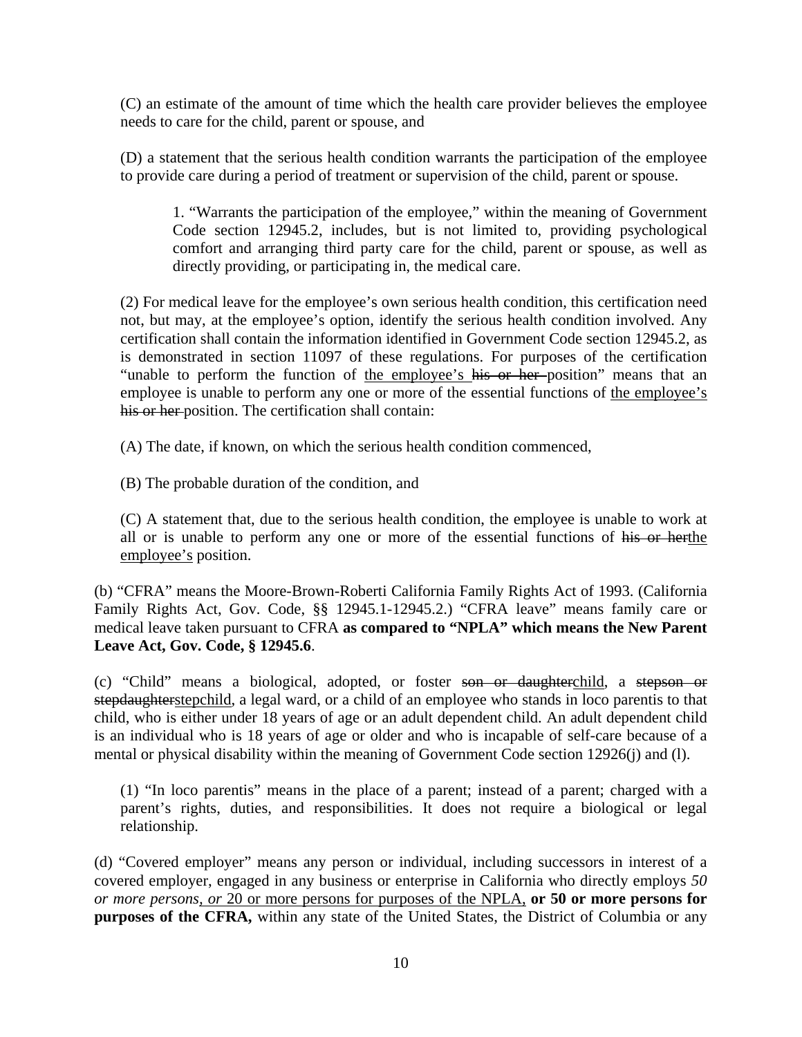(C) an estimate of the amount of time which the health care provider believes the employee needs to care for the child, parent or spouse, and

(D) a statement that the serious health condition warrants the participation of the employee to provide care during a period of treatment or supervision of the child, parent or spouse.

1. "Warrants the participation of the employee," within the meaning of Government Code section 12945.2, includes, but is not limited to, providing psychological comfort and arranging third party care for the child, parent or spouse, as well as directly providing, or participating in, the medical care.

(2) For medical leave for the employee's own serious health condition, this certification need not, but may, at the employee's option, identify the serious health condition involved. Any certification shall contain the information identified in Government Code section 12945.2, as is demonstrated in section 11097 of these regulations. For purposes of the certification "unable to perform the function of <u>the employee's</u> ~~his or her~~ position" means that an employee is unable to perform any one or more of the essential functions of <u>the employee's</u> ~~his or her~~ position. The certification shall contain:

(A) The date, if known, on which the serious health condition commenced,

(B) The probable duration of the condition, and

(C) A statement that, due to the serious health condition, the employee is unable to work at all or is unable to perform any one or more of the essential functions of ~~his or her~~<u>the employee's</u> position.

(b) "CFRA" means the Moore-Brown-Roberti California Family Rights Act of 1993. (California Family Rights Act, Gov. Code, §§ 12945.1-12945.2.) "CFRA leave" means family care or medical leave taken pursuant to CFRA **as compared to "NPLA" which means the New Parent Leave Act, Gov. Code, § 12945.6**.

(c) "Child" means a biological, adopted, or foster ~~son or daughter~~<u>child</u>, a ~~stepson or stepdaughter~~<u>stepchild</u>, a legal ward, or a child of an employee who stands in loco parentis to that child, who is either under 18 years of age or an adult dependent child. An adult dependent child is an individual who is 18 years of age or older and who is incapable of self-care because of a mental or physical disability within the meaning of Government Code section 12926(j) and (l).

(1) "In loco parentis" means in the place of a parent; instead of a parent; charged with a parent's rights, duties, and responsibilities. It does not require a biological or legal relationship.

(d) "Covered employer" means any person or individual, including successors in interest of a covered employer, engaged in any business or enterprise in California who directly employs *50 or more persons<u>, or</u>* <u>20 or more persons for purposes of the NPLA,</u> **or 50 or more persons for purposes of the CFRA,** within any state of the United States, the District of Columbia or any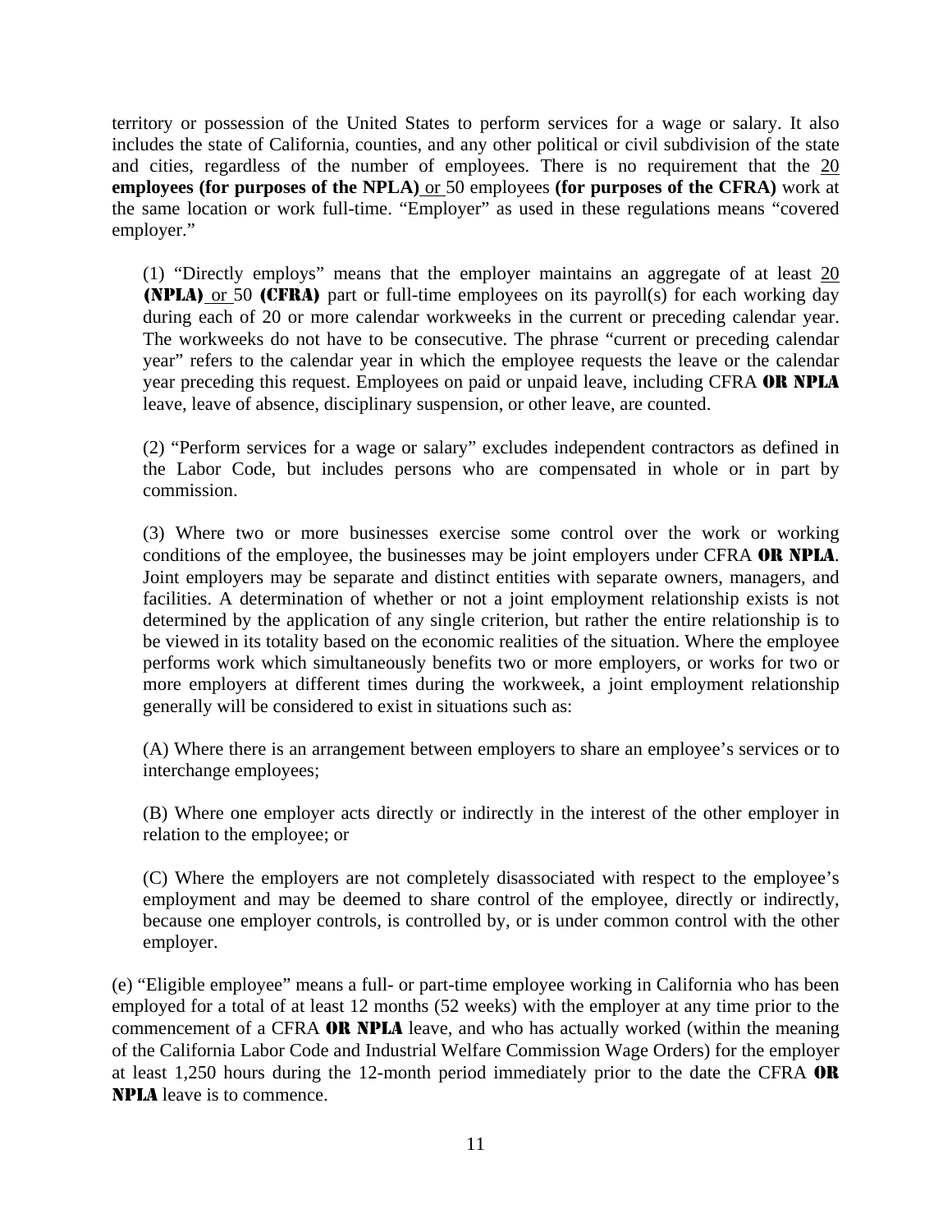territory or possession of the United States to perform services for a wage or salary. It also includes the state of California, counties, and any other political or civil subdivision of the state and cities, regardless of the number of employees. There is no requirement that the 20 **employees (for purposes of the NPLA)** or 50 employees **(for purposes of the CFRA)** work at the same location or work full-time. "Employer" as used in these regulations means "covered employer."

(1) "Directly employs" means that the employer maintains an aggregate of at least 20 **(NPLA)** or 50 **(CFRA)** part or full-time employees on its payroll(s) for each working day during each of 20 or more calendar workweeks in the current or preceding calendar year. The workweeks do not have to be consecutive. The phrase "current or preceding calendar year" refers to the calendar year in which the employee requests the leave or the calendar year preceding this request. Employees on paid or unpaid leave, including CFRA **OR NPLA** leave, leave of absence, disciplinary suspension, or other leave, are counted.

(2) "Perform services for a wage or salary" excludes independent contractors as defined in the Labor Code, but includes persons who are compensated in whole or in part by commission.

(3) Where two or more businesses exercise some control over the work or working conditions of the employee, the businesses may be joint employers under CFRA **OR NPLA**. Joint employers may be separate and distinct entities with separate owners, managers, and facilities. A determination of whether or not a joint employment relationship exists is not determined by the application of any single criterion, but rather the entire relationship is to be viewed in its totality based on the economic realities of the situation. Where the employee performs work which simultaneously benefits two or more employers, or works for two or more employers at different times during the workweek, a joint employment relationship generally will be considered to exist in situations such as:

(A) Where there is an arrangement between employers to share an employee's services or to interchange employees;

(B) Where one employer acts directly or indirectly in the interest of the other employer in relation to the employee; or

(C) Where the employers are not completely disassociated with respect to the employee's employment and may be deemed to share control of the employee, directly or indirectly, because one employer controls, is controlled by, or is under common control with the other employer.

(e) "Eligible employee" means a full- or part-time employee working in California who has been employed for a total of at least 12 months (52 weeks) with the employer at any time prior to the commencement of a CFRA **OR NPLA** leave, and who has actually worked (within the meaning of the California Labor Code and Industrial Welfare Commission Wage Orders) for the employer at least 1,250 hours during the 12-month period immediately prior to the date the CFRA **OR NPLA** leave is to commence.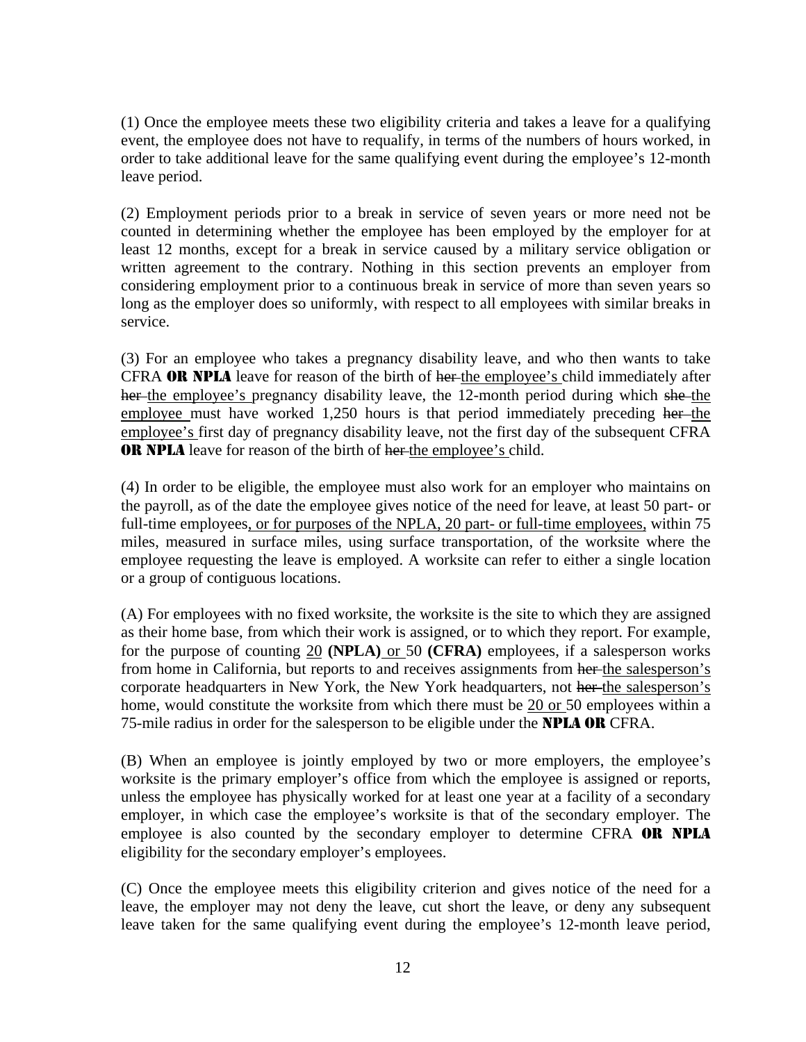(1) Once the employee meets these two eligibility criteria and takes a leave for a qualifying event, the employee does not have to requalify, in terms of the numbers of hours worked, in order to take additional leave for the same qualifying event during the employee's 12-month leave period.

(2) Employment periods prior to a break in service of seven years or more need not be counted in determining whether the employee has been employed by the employer for at least 12 months, except for a break in service caused by a military service obligation or written agreement to the contrary. Nothing in this section prevents an employer from considering employment prior to a continuous break in service of more than seven years so long as the employer does so uniformly, with respect to all employees with similar breaks in service.

(3) For an employee who takes a pregnancy disability leave, and who then wants to take CFRA **OR NPLA** leave for reason of the birth of ~~her~~ <u>the employee's</u> child immediately after ~~her~~ <u>the employee's</u> pregnancy disability leave, the 12-month period during which ~~she~~ <u>the employee</u> must have worked 1,250 hours is that period immediately preceding ~~her~~ <u>the employee's</u> first day of pregnancy disability leave, not the first day of the subsequent CFRA **OR NPLA** leave for reason of the birth of ~~her~~ <u>the employee's</u> child.

(4) In order to be eligible, the employee must also work for an employer who maintains on the payroll, as of the date the employee gives notice of the need for leave, at least 50 part- or full-time employees<u>, or for purposes of the NPLA, 20 part- or full-time employees,</u> within 75 miles, measured in surface miles, using surface transportation, of the worksite where the employee requesting the leave is employed. A worksite can refer to either a single location or a group of contiguous locations.

(A) For employees with no fixed worksite, the worksite is the site to which they are assigned as their home base, from which their work is assigned, or to which they report. For example, for the purpose of counting <u>20</u> **(NPLA)** <u>or</u> 50 **(CFRA)** employees, if a salesperson works from home in California, but reports to and receives assignments from ~~her~~ <u>the salesperson's</u> corporate headquarters in New York, the New York headquarters, not ~~her~~ <u>the salesperson's</u> home, would constitute the worksite from which there must be <u>20 or</u> 50 employees within a 75-mile radius in order for the salesperson to be eligible under the **NPLA OR** CFRA.

(B) When an employee is jointly employed by two or more employers, the employee's worksite is the primary employer's office from which the employee is assigned or reports, unless the employee has physically worked for at least one year at a facility of a secondary employer, in which case the employee's worksite is that of the secondary employer. The employee is also counted by the secondary employer to determine CFRA **OR NPLA** eligibility for the secondary employer's employees.

(C) Once the employee meets this eligibility criterion and gives notice of the need for a leave, the employer may not deny the leave, cut short the leave, or deny any subsequent leave taken for the same qualifying event during the employee's 12-month leave period,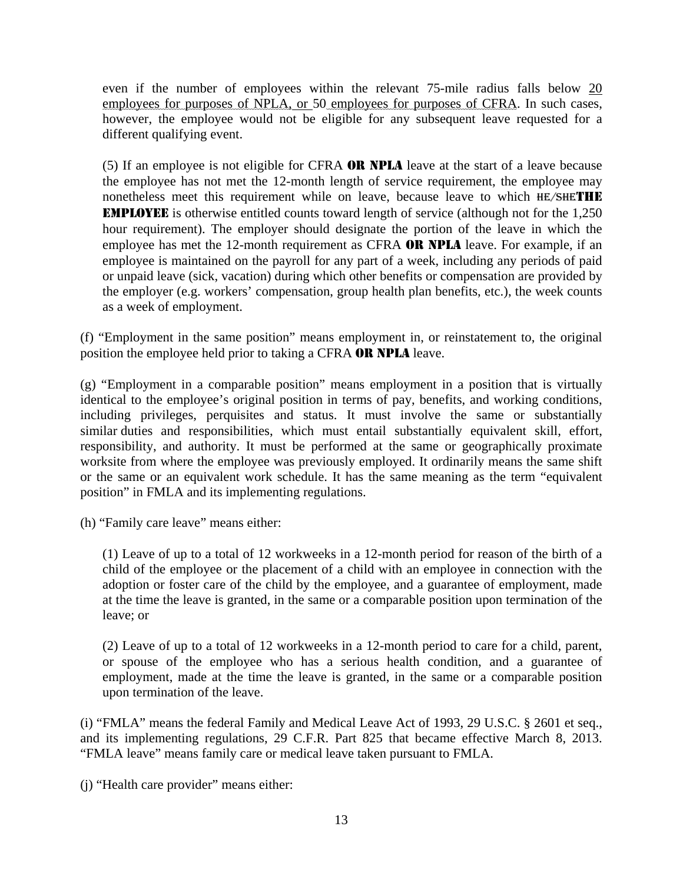even if the number of employees within the relevant 75-mile radius falls below 20 employees for purposes of NPLA, or 50 employees for purposes of CFRA. In such cases, however, the employee would not be eligible for any subsequent leave requested for a different qualifying event.

(5) If an employee is not eligible for CFRA **OR NPLA** leave at the start of a leave because the employee has not met the 12-month length of service requirement, the employee may nonetheless meet this requirement while on leave, because leave to which ~~HE/SHE~~**THE EMPLOYEE** is otherwise entitled counts toward length of service (although not for the 1,250 hour requirement). The employer should designate the portion of the leave in which the employee has met the 12-month requirement as CFRA **OR NPLA** leave. For example, if an employee is maintained on the payroll for any part of a week, including any periods of paid or unpaid leave (sick, vacation) during which other benefits or compensation are provided by the employer (e.g. workers' compensation, group health plan benefits, etc.), the week counts as a week of employment.

(f) "Employment in the same position" means employment in, or reinstatement to, the original position the employee held prior to taking a CFRA **OR NPLA** leave.

(g) "Employment in a comparable position" means employment in a position that is virtually identical to the employee's original position in terms of pay, benefits, and working conditions, including privileges, perquisites and status. It must involve the same or substantially similar duties and responsibilities, which must entail substantially equivalent skill, effort, responsibility, and authority. It must be performed at the same or geographically proximate worksite from where the employee was previously employed. It ordinarily means the same shift or the same or an equivalent work schedule. It has the same meaning as the term "equivalent position" in FMLA and its implementing regulations.

(h) "Family care leave" means either:

(1) Leave of up to a total of 12 workweeks in a 12-month period for reason of the birth of a child of the employee or the placement of a child with an employee in connection with the adoption or foster care of the child by the employee, and a guarantee of employment, made at the time the leave is granted, in the same or a comparable position upon termination of the leave; or

(2) Leave of up to a total of 12 workweeks in a 12-month period to care for a child, parent, or spouse of the employee who has a serious health condition, and a guarantee of employment, made at the time the leave is granted, in the same or a comparable position upon termination of the leave.

(i) "FMLA" means the federal Family and Medical Leave Act of 1993, 29 U.S.C. § 2601 et seq., and its implementing regulations, 29 C.F.R. Part 825 that became effective March 8, 2013. "FMLA leave" means family care or medical leave taken pursuant to FMLA.

(j) "Health care provider" means either: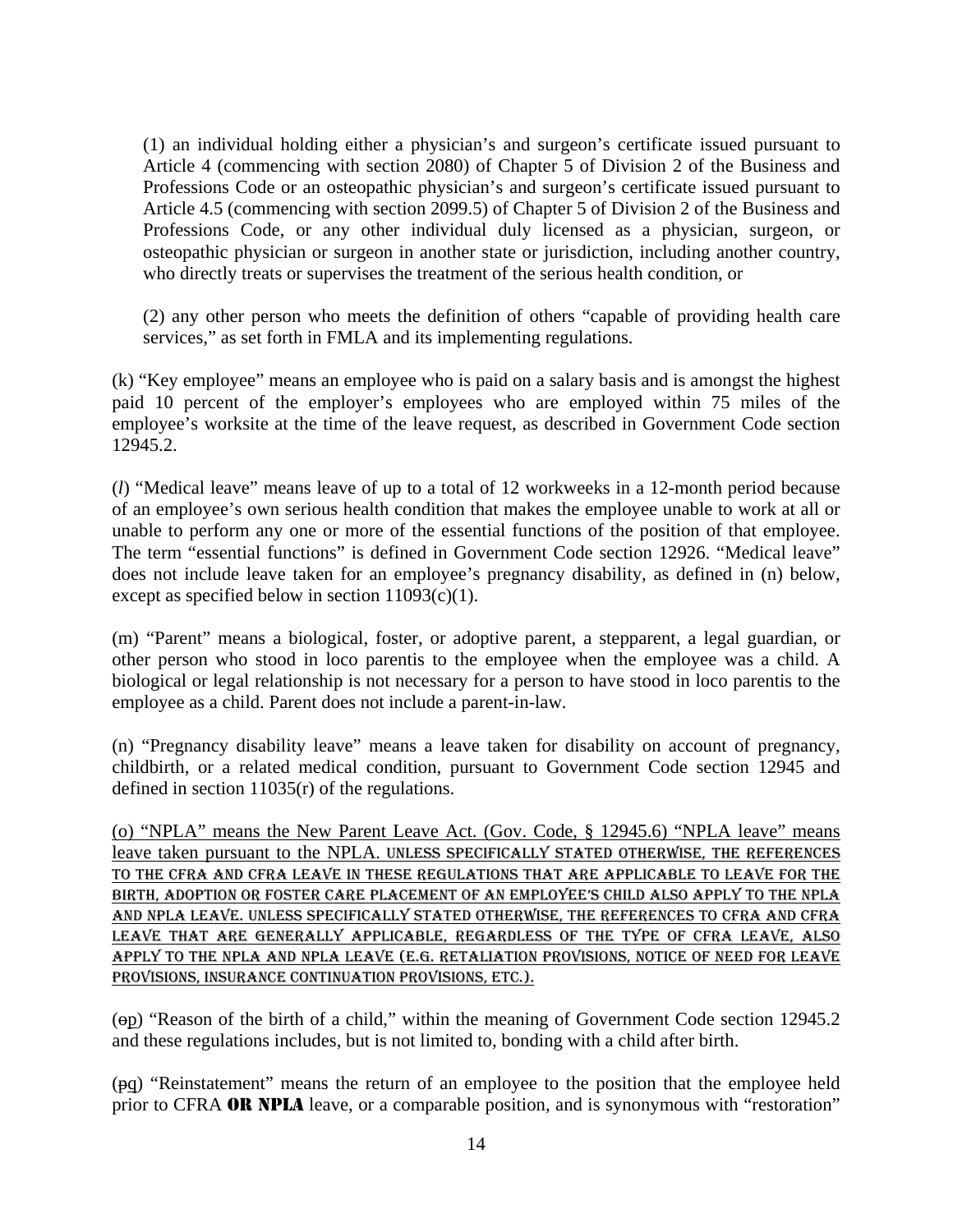(1) an individual holding either a physician's and surgeon's certificate issued pursuant to Article 4 (commencing with section 2080) of Chapter 5 of Division 2 of the Business and Professions Code or an osteopathic physician's and surgeon's certificate issued pursuant to Article 4.5 (commencing with section 2099.5) of Chapter 5 of Division 2 of the Business and Professions Code, or any other individual duly licensed as a physician, surgeon, or osteopathic physician or surgeon in another state or jurisdiction, including another country, who directly treats or supervises the treatment of the serious health condition, or

(2) any other person who meets the definition of others "capable of providing health care services," as set forth in FMLA and its implementing regulations.

(k) "Key employee" means an employee who is paid on a salary basis and is amongst the highest paid 10 percent of the employer's employees who are employed within 75 miles of the employee's worksite at the time of the leave request, as described in Government Code section 12945.2.

(*l*) "Medical leave" means leave of up to a total of 12 workweeks in a 12-month period because of an employee's own serious health condition that makes the employee unable to work at all or unable to perform any one or more of the essential functions of the position of that employee. The term "essential functions" is defined in Government Code section 12926. "Medical leave" does not include leave taken for an employee's pregnancy disability, as defined in (n) below, except as specified below in section 11093(c)(1).

(m) "Parent" means a biological, foster, or adoptive parent, a stepparent, a legal guardian, or other person who stood in loco parentis to the employee when the employee was a child. A biological or legal relationship is not necessary for a person to have stood in loco parentis to the employee as a child. Parent does not include a parent-in-law.

(n) "Pregnancy disability leave" means a leave taken for disability on account of pregnancy, childbirth, or a related medical condition, pursuant to Government Code section 12945 and defined in section 11035(r) of the regulations.

<u>(o) "NPLA" means the New Parent Leave Act. (Gov. Code, § 12945.6) "NPLA leave" means leave taken pursuant to the NPLA. UNLESS SPECIFICALLY STATED OTHERWISE, THE REFERENCES TO THE CFRA AND CFRA LEAVE IN THESE REGULATIONS THAT ARE APPLICABLE TO LEAVE FOR THE BIRTH, ADOPTION OR FOSTER CARE PLACEMENT OF AN EMPLOYEE'S CHILD ALSO APPLY TO THE NPLA AND NPLA LEAVE. UNLESS SPECIFICALLY STATED OTHERWISE, THE REFERENCES TO CFRA AND CFRA LEAVE THAT ARE GENERALLY APPLICABLE, REGARDLESS OF THE TYPE OF CFRA LEAVE, ALSO APPLY TO THE NPLA AND NPLA LEAVE (E.G. RETALIATION PROVISIONS, NOTICE OF NEED FOR LEAVE PROVISIONS, INSURANCE CONTINUATION PROVISIONS, ETC.).</u>

(~~o~~<u>p</u>) "Reason of the birth of a child," within the meaning of Government Code section 12945.2 and these regulations includes, but is not limited to, bonding with a child after birth.

(~~p~~<u>q</u>) "Reinstatement" means the return of an employee to the position that the employee held prior to CFRA **OR NPLA** leave, or a comparable position, and is synonymous with "restoration"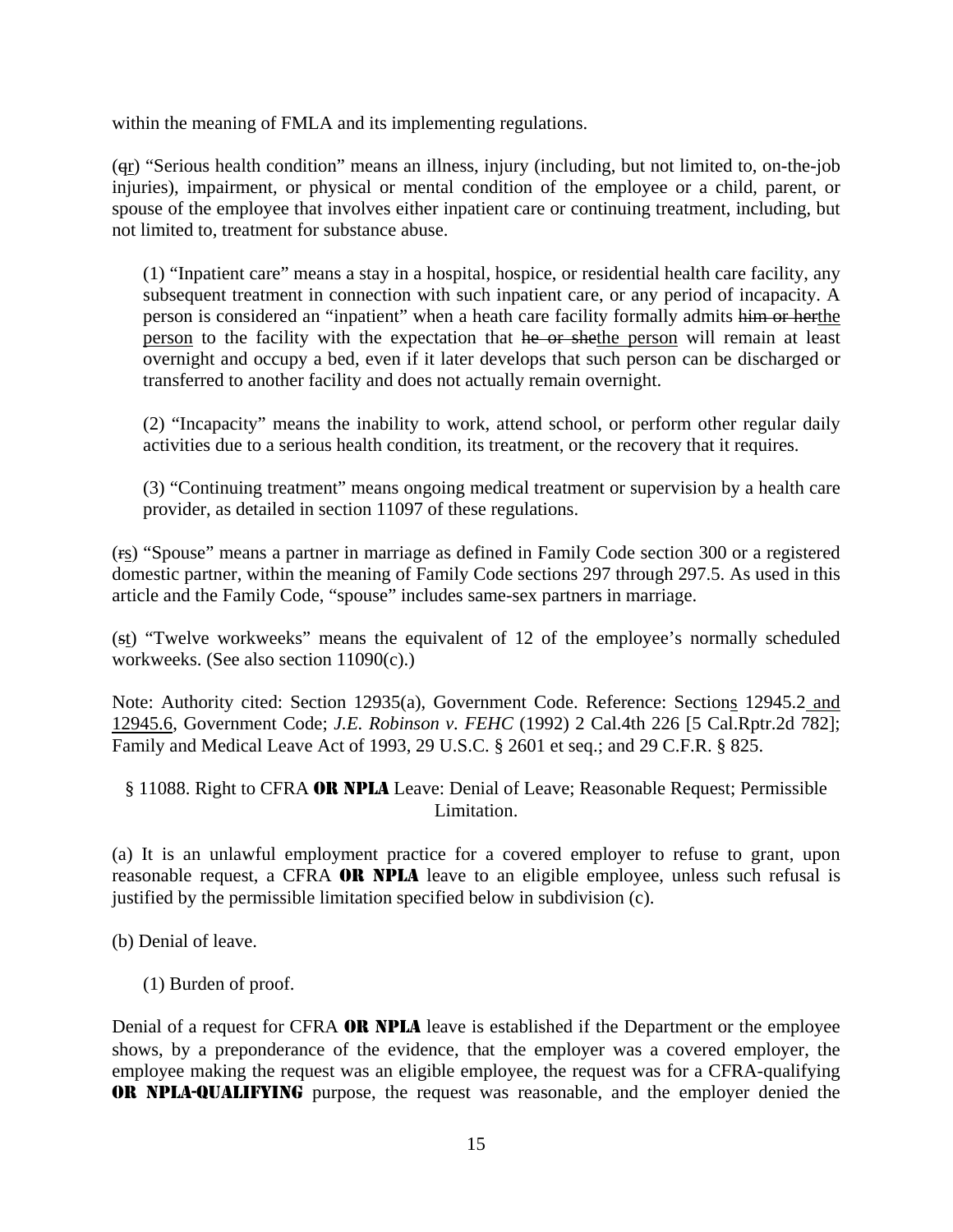within the meaning of FMLA and its implementing regulations.

(~~q~~<u>r</u>) "Serious health condition" means an illness, injury (including, but not limited to, on-the-job injuries), impairment, or physical or mental condition of the employee or a child, parent, or spouse of the employee that involves either inpatient care or continuing treatment, including, but not limited to, treatment for substance abuse.

> (1) "Inpatient care" means a stay in a hospital, hospice, or residential health care facility, any subsequent treatment in connection with such inpatient care, or any period of incapacity. A person is considered an "inpatient" when a heath care facility formally admits ~~him or her~~<u>the person</u> to the facility with the expectation that ~~he or she~~<u>the person</u> will remain at least overnight and occupy a bed, even if it later develops that such person can be discharged or transferred to another facility and does not actually remain overnight.
>
> (2) "Incapacity" means the inability to work, attend school, or perform other regular daily activities due to a serious health condition, its treatment, or the recovery that it requires.
>
> (3) "Continuing treatment" means ongoing medical treatment or supervision by a health care provider, as detailed in section 11097 of these regulations.

(~~r~~<u>s</u>) "Spouse" means a partner in marriage as defined in Family Code section 300 or a registered domestic partner, within the meaning of Family Code sections 297 through 297.5. As used in this article and the Family Code, "spouse" includes same-sex partners in marriage.

(~~s~~<u>t</u>) "Twelve workweeks" means the equivalent of 12 of the employee's normally scheduled workweeks. (See also section 11090(c).)

Note: Authority cited: Section 12935(a), Government Code. Reference: Section<u>s</u> 12945.2<u> and 12945.6</u>, Government Code; *J.E. Robinson v. FEHC* (1992) 2 Cal.4th 226 [5 Cal.Rptr.2d 782]; Family and Medical Leave Act of 1993, 29 U.S.C. § 2601 et seq.; and 29 C.F.R. § 825.

§ 11088. Right to CFRA **OR NPLA** Leave: Denial of Leave; Reasonable Request; Permissible Limitation.

(a) It is an unlawful employment practice for a covered employer to refuse to grant, upon reasonable request, a CFRA **OR NPLA** leave to an eligible employee, unless such refusal is justified by the permissible limitation specified below in subdivision (c).

(b) Denial of leave.

> (1) Burden of proof.

Denial of a request for CFRA **OR NPLA** leave is established if the Department or the employee shows, by a preponderance of the evidence, that the employer was a covered employer, the employee making the request was an eligible employee, the request was for a CFRA-qualifying **OR NPLA-QUALIFYING** purpose, the request was reasonable, and the employer denied the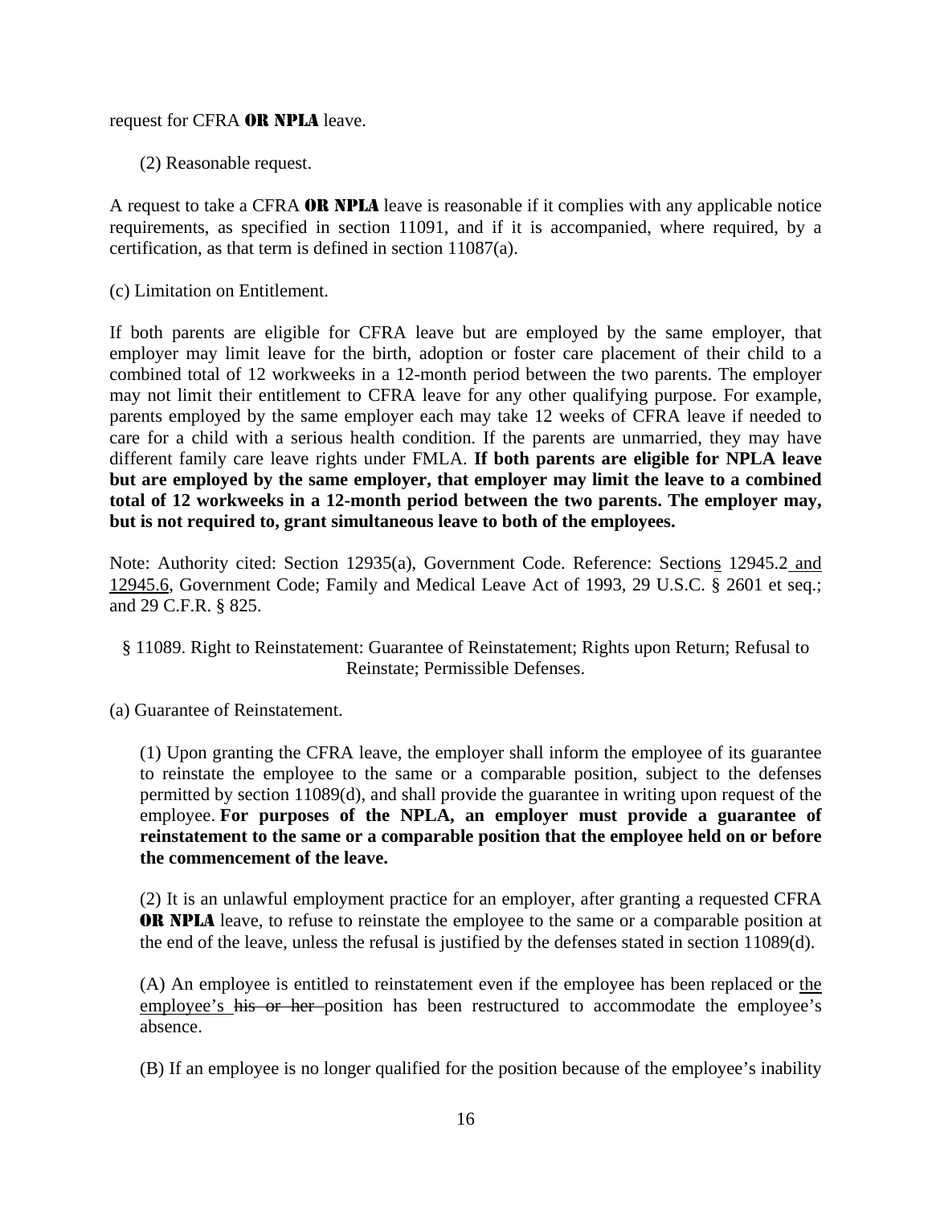request for CFRA **OR NPLA** leave.

(2) Reasonable request.

A request to take a CFRA **OR NPLA** leave is reasonable if it complies with any applicable notice requirements, as specified in section 11091, and if it is accompanied, where required, by a certification, as that term is defined in section 11087(a).

(c) Limitation on Entitlement.

If both parents are eligible for CFRA leave but are employed by the same employer, that employer may limit leave for the birth, adoption or foster care placement of their child to a combined total of 12 workweeks in a 12-month period between the two parents. The employer may not limit their entitlement to CFRA leave for any other qualifying purpose. For example, parents employed by the same employer each may take 12 weeks of CFRA leave if needed to care for a child with a serious health condition. If the parents are unmarried, they may have different family care leave rights under FMLA. **If both parents are eligible for NPLA leave but are employed by the same employer, that employer may limit the leave to a combined total of 12 workweeks in a 12-month period between the two parents. The employer may, but is not required to, grant simultaneous leave to both of the employees.**

Note: Authority cited: Section 12935(a), Government Code. Reference: Sections 12945.2 and 12945.6, Government Code; Family and Medical Leave Act of 1993, 29 U.S.C. § 2601 et seq.; and 29 C.F.R. § 825.

§ 11089. Right to Reinstatement: Guarantee of Reinstatement; Rights upon Return; Refusal to Reinstate; Permissible Defenses.

(a) Guarantee of Reinstatement.

(1) Upon granting the CFRA leave, the employer shall inform the employee of its guarantee to reinstate the employee to the same or a comparable position, subject to the defenses permitted by section 11089(d), and shall provide the guarantee in writing upon request of the employee. **For purposes of the NPLA, an employer must provide a guarantee of reinstatement to the same or a comparable position that the employee held on or before the commencement of the leave.**

(2) It is an unlawful employment practice for an employer, after granting a requested CFRA **OR NPLA** leave, to refuse to reinstate the employee to the same or a comparable position at the end of the leave, unless the refusal is justified by the defenses stated in section 11089(d).

(A) An employee is entitled to reinstatement even if the employee has been replaced or the employee's ~~his or her~~ position has been restructured to accommodate the employee's absence.

(B) If an employee is no longer qualified for the position because of the employee's inability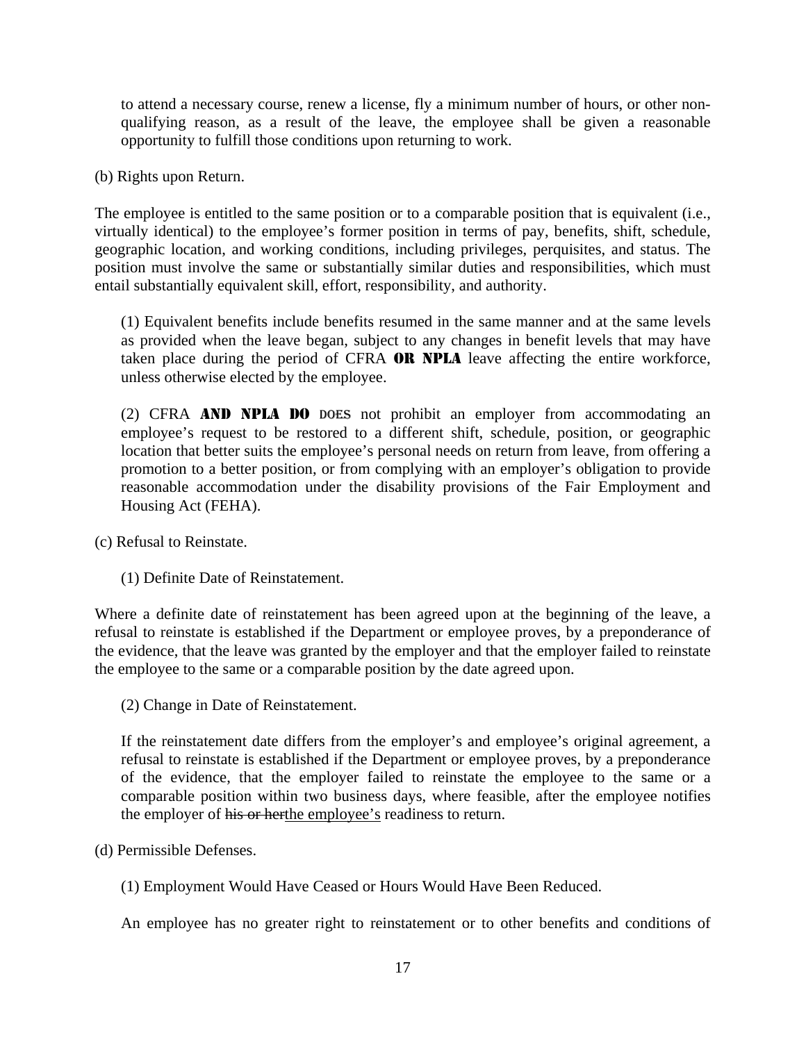to attend a necessary course, renew a license, fly a minimum number of hours, or other non-qualifying reason, as a result of the leave, the employee shall be given a reasonable opportunity to fulfill those conditions upon returning to work.

(b) Rights upon Return.

The employee is entitled to the same position or to a comparable position that is equivalent (i.e., virtually identical) to the employee's former position in terms of pay, benefits, shift, schedule, geographic location, and working conditions, including privileges, perquisites, and status. The position must involve the same or substantially similar duties and responsibilities, which must entail substantially equivalent skill, effort, responsibility, and authority.

(1) Equivalent benefits include benefits resumed in the same manner and at the same levels as provided when the leave began, subject to any changes in benefit levels that may have taken place during the period of CFRA **OR NPLA** leave affecting the entire workforce, unless otherwise elected by the employee.

(2) CFRA **AND NPLA DO** ~~DOES~~ not prohibit an employer from accommodating an employee's request to be restored to a different shift, schedule, position, or geographic location that better suits the employee's personal needs on return from leave, from offering a promotion to a better position, or from complying with an employer's obligation to provide reasonable accommodation under the disability provisions of the Fair Employment and Housing Act (FEHA).

(c) Refusal to Reinstate.

(1) Definite Date of Reinstatement.

Where a definite date of reinstatement has been agreed upon at the beginning of the leave, a refusal to reinstate is established if the Department or employee proves, by a preponderance of the evidence, that the leave was granted by the employer and that the employer failed to reinstate the employee to the same or a comparable position by the date agreed upon.

(2) Change in Date of Reinstatement.

If the reinstatement date differs from the employer's and employee's original agreement, a refusal to reinstate is established if the Department or employee proves, by a preponderance of the evidence, that the employer failed to reinstate the employee to the same or a comparable position within two business days, where feasible, after the employee notifies the employer of ~~his or her~~the employee's readiness to return.

(d) Permissible Defenses.

(1) Employment Would Have Ceased or Hours Would Have Been Reduced.

An employee has no greater right to reinstatement or to other benefits and conditions of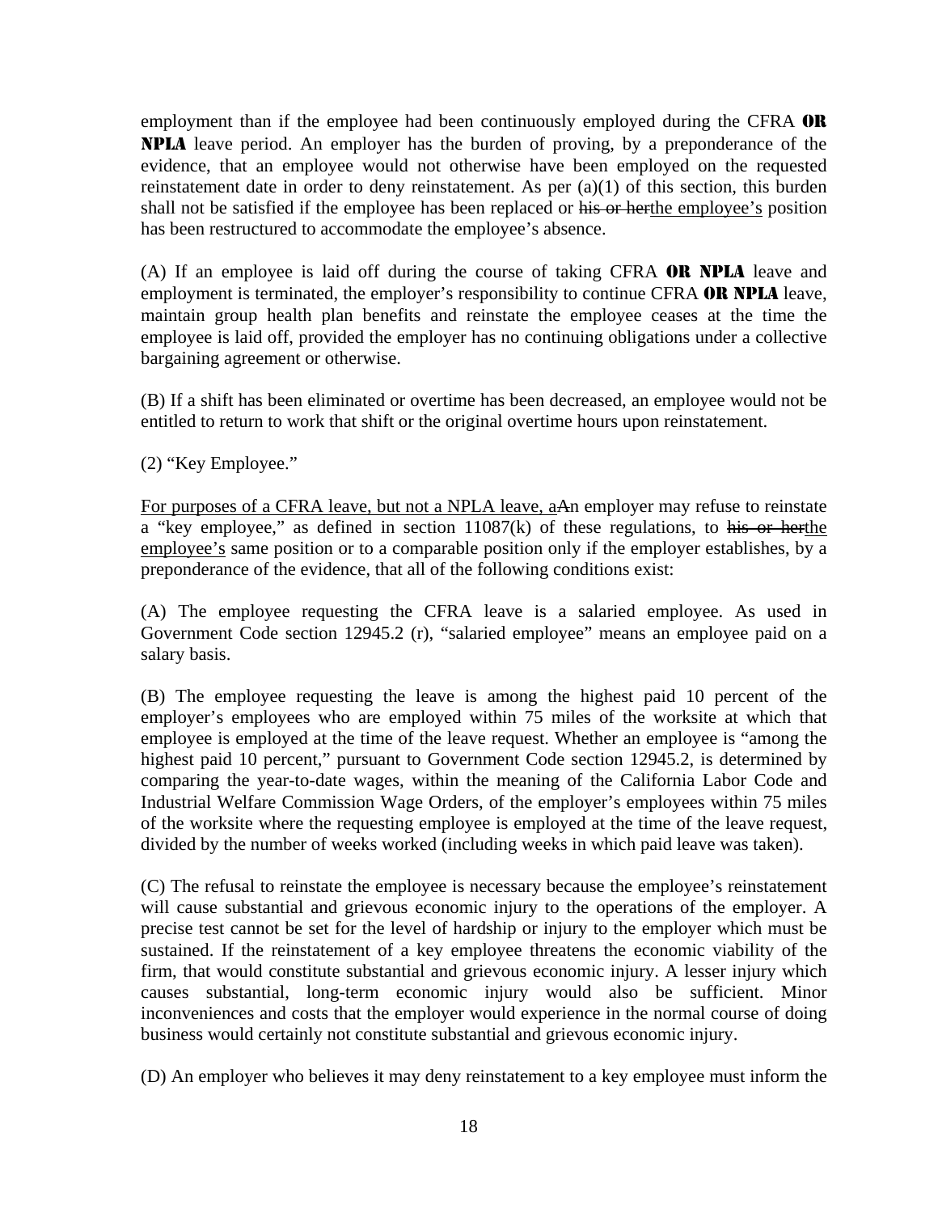employment than if the employee had been continuously employed during the CFRA **OR NPLA** leave period. An employer has the burden of proving, by a preponderance of the evidence, that an employee would not otherwise have been employed on the requested reinstatement date in order to deny reinstatement. As per (a)(1) of this section, this burden shall not be satisfied if the employee has been replaced or ~~his or her~~<u>the employee's</u> position has been restructured to accommodate the employee's absence.

(A) If an employee is laid off during the course of taking CFRA **OR NPLA** leave and employment is terminated, the employer's responsibility to continue CFRA **OR NPLA** leave, maintain group health plan benefits and reinstate the employee ceases at the time the employee is laid off, provided the employer has no continuing obligations under a collective bargaining agreement or otherwise.

(B) If a shift has been eliminated or overtime has been decreased, an employee would not be entitled to return to work that shift or the original overtime hours upon reinstatement.

(2) "Key Employee."

<u>For purposes of a CFRA leave, but not a NPLA leave, a</u>~~A~~n employer may refuse to reinstate a "key employee," as defined in section 11087(k) of these regulations, to ~~his or her~~<u>the employee's</u> same position or to a comparable position only if the employer establishes, by a preponderance of the evidence, that all of the following conditions exist:

(A) The employee requesting the CFRA leave is a salaried employee. As used in Government Code section 12945.2 (r), "salaried employee" means an employee paid on a salary basis.

(B) The employee requesting the leave is among the highest paid 10 percent of the employer's employees who are employed within 75 miles of the worksite at which that employee is employed at the time of the leave request. Whether an employee is "among the highest paid 10 percent," pursuant to Government Code section 12945.2, is determined by comparing the year-to-date wages, within the meaning of the California Labor Code and Industrial Welfare Commission Wage Orders, of the employer's employees within 75 miles of the worksite where the requesting employee is employed at the time of the leave request, divided by the number of weeks worked (including weeks in which paid leave was taken).

(C) The refusal to reinstate the employee is necessary because the employee's reinstatement will cause substantial and grievous economic injury to the operations of the employer. A precise test cannot be set for the level of hardship or injury to the employer which must be sustained. If the reinstatement of a key employee threatens the economic viability of the firm, that would constitute substantial and grievous economic injury. A lesser injury which causes substantial, long-term economic injury would also be sufficient. Minor inconveniences and costs that the employer would experience in the normal course of doing business would certainly not constitute substantial and grievous economic injury.

(D) An employer who believes it may deny reinstatement to a key employee must inform the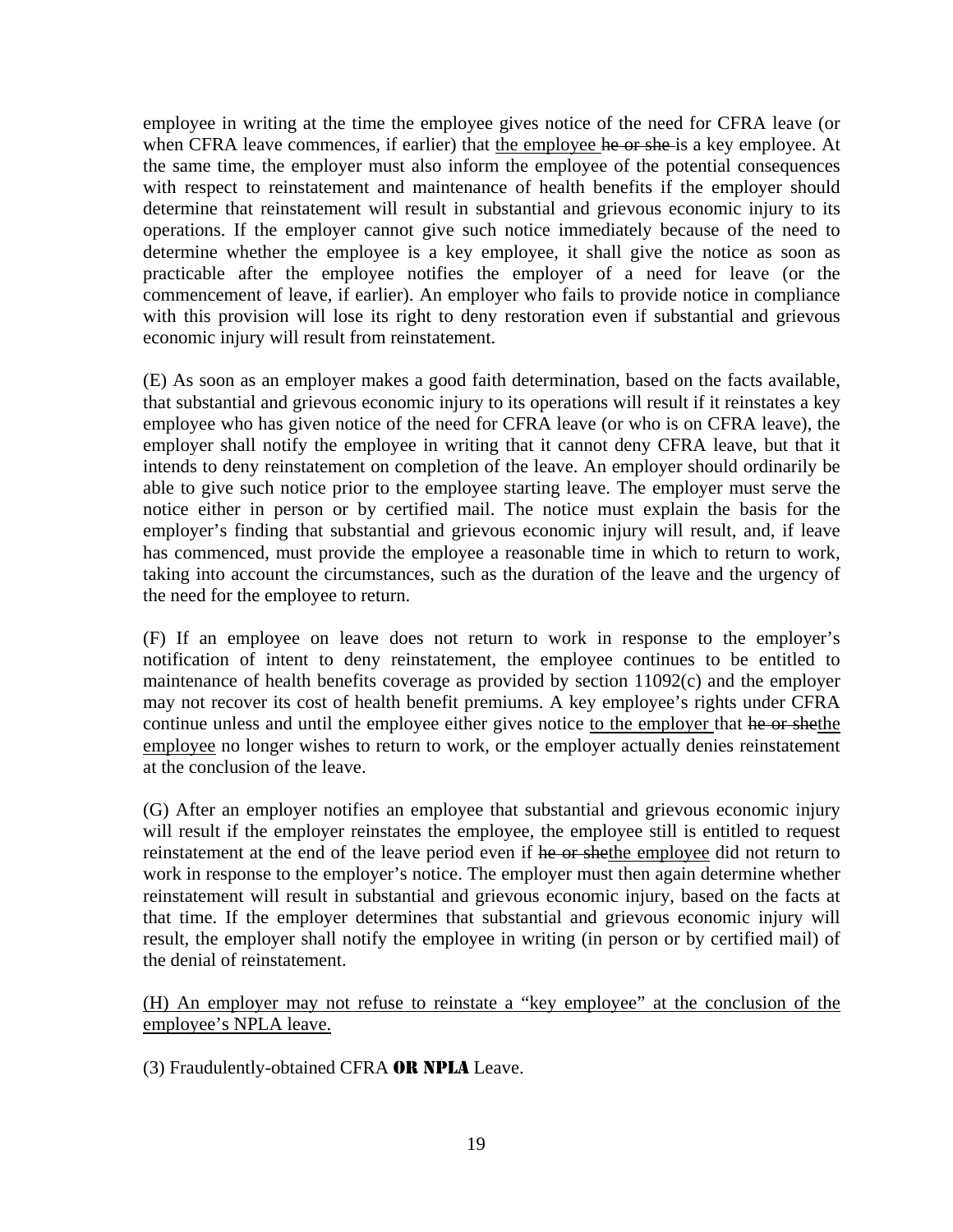employee in writing at the time the employee gives notice of the need for CFRA leave (or when CFRA leave commences, if earlier) that <u>the employee</u> ~~he or she~~ is a key employee. At the same time, the employer must also inform the employee of the potential consequences with respect to reinstatement and maintenance of health benefits if the employer should determine that reinstatement will result in substantial and grievous economic injury to its operations. If the employer cannot give such notice immediately because of the need to determine whether the employee is a key employee, it shall give the notice as soon as practicable after the employee notifies the employer of a need for leave (or the commencement of leave, if earlier). An employer who fails to provide notice in compliance with this provision will lose its right to deny restoration even if substantial and grievous economic injury will result from reinstatement.

(E) As soon as an employer makes a good faith determination, based on the facts available, that substantial and grievous economic injury to its operations will result if it reinstates a key employee who has given notice of the need for CFRA leave (or who is on CFRA leave), the employer shall notify the employee in writing that it cannot deny CFRA leave, but that it intends to deny reinstatement on completion of the leave. An employer should ordinarily be able to give such notice prior to the employee starting leave. The employer must serve the notice either in person or by certified mail. The notice must explain the basis for the employer's finding that substantial and grievous economic injury will result, and, if leave has commenced, must provide the employee a reasonable time in which to return to work, taking into account the circumstances, such as the duration of the leave and the urgency of the need for the employee to return.

(F) If an employee on leave does not return to work in response to the employer's notification of intent to deny reinstatement, the employee continues to be entitled to maintenance of health benefits coverage as provided by section 11092(c) and the employer may not recover its cost of health benefit premiums. A key employee's rights under CFRA continue unless and until the employee either gives notice <u>to the employer</u> that ~~he or she~~<u>the employee</u> no longer wishes to return to work, or the employer actually denies reinstatement at the conclusion of the leave.

(G) After an employer notifies an employee that substantial and grievous economic injury will result if the employer reinstates the employee, the employee still is entitled to request reinstatement at the end of the leave period even if ~~he or she~~<u>the employee</u> did not return to work in response to the employer's notice. The employer must then again determine whether reinstatement will result in substantial and grievous economic injury, based on the facts at that time. If the employer determines that substantial and grievous economic injury will result, the employer shall notify the employee in writing (in person or by certified mail) of the denial of reinstatement.

<u>(H) An employer may not refuse to reinstate a "key employee" at the conclusion of the employee's NPLA leave.</u>

(3) Fraudulently-obtained CFRA **OR NPLA** Leave.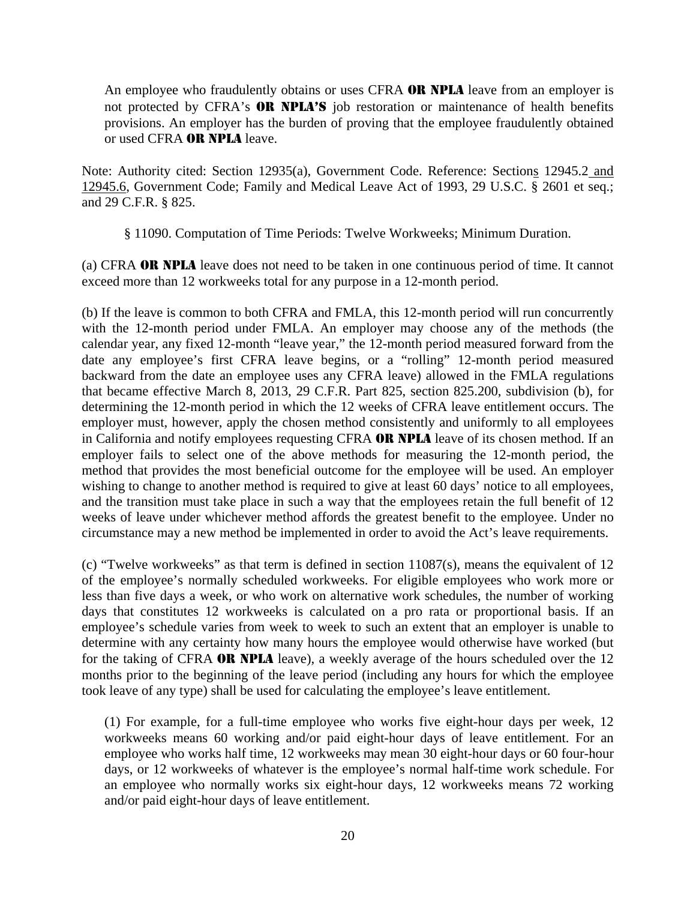An employee who fraudulently obtains or uses CFRA **OR NPLA** leave from an employer is not protected by CFRA's **OR NPLA'S** job restoration or maintenance of health benefits provisions. An employer has the burden of proving that the employee fraudulently obtained or used CFRA **OR NPLA** leave.

Note: Authority cited: Section 12935(a), Government Code. Reference: Sections 12945.2 and 12945.6, Government Code; Family and Medical Leave Act of 1993, 29 U.S.C. § 2601 et seq.; and 29 C.F.R. § 825.

§ 11090. Computation of Time Periods: Twelve Workweeks; Minimum Duration.

(a) CFRA **OR NPLA** leave does not need to be taken in one continuous period of time. It cannot exceed more than 12 workweeks total for any purpose in a 12-month period.

(b) If the leave is common to both CFRA and FMLA, this 12-month period will run concurrently with the 12-month period under FMLA. An employer may choose any of the methods (the calendar year, any fixed 12-month "leave year," the 12-month period measured forward from the date any employee's first CFRA leave begins, or a "rolling" 12-month period measured backward from the date an employee uses any CFRA leave) allowed in the FMLA regulations that became effective March 8, 2013, 29 C.F.R. Part 825, section 825.200, subdivision (b), for determining the 12-month period in which the 12 weeks of CFRA leave entitlement occurs. The employer must, however, apply the chosen method consistently and uniformly to all employees in California and notify employees requesting CFRA **OR NPLA** leave of its chosen method. If an employer fails to select one of the above methods for measuring the 12-month period, the method that provides the most beneficial outcome for the employee will be used. An employer wishing to change to another method is required to give at least 60 days' notice to all employees, and the transition must take place in such a way that the employees retain the full benefit of 12 weeks of leave under whichever method affords the greatest benefit to the employee. Under no circumstance may a new method be implemented in order to avoid the Act's leave requirements.

(c) "Twelve workweeks" as that term is defined in section 11087(s), means the equivalent of 12 of the employee's normally scheduled workweeks. For eligible employees who work more or less than five days a week, or who work on alternative work schedules, the number of working days that constitutes 12 workweeks is calculated on a pro rata or proportional basis. If an employee's schedule varies from week to week to such an extent that an employer is unable to determine with any certainty how many hours the employee would otherwise have worked (but for the taking of CFRA **OR NPLA** leave), a weekly average of the hours scheduled over the 12 months prior to the beginning of the leave period (including any hours for which the employee took leave of any type) shall be used for calculating the employee's leave entitlement.

(1) For example, for a full-time employee who works five eight-hour days per week, 12 workweeks means 60 working and/or paid eight-hour days of leave entitlement. For an employee who works half time, 12 workweeks may mean 30 eight-hour days or 60 four-hour days, or 12 workweeks of whatever is the employee's normal half-time work schedule. For an employee who normally works six eight-hour days, 12 workweeks means 72 working and/or paid eight-hour days of leave entitlement.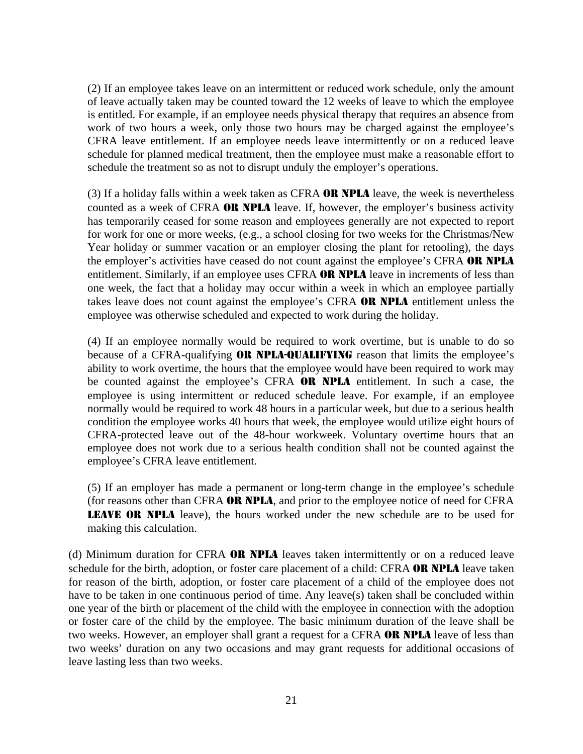(2) If an employee takes leave on an intermittent or reduced work schedule, only the amount of leave actually taken may be counted toward the 12 weeks of leave to which the employee is entitled. For example, if an employee needs physical therapy that requires an absence from work of two hours a week, only those two hours may be charged against the employee's CFRA leave entitlement. If an employee needs leave intermittently or on a reduced leave schedule for planned medical treatment, then the employee must make a reasonable effort to schedule the treatment so as not to disrupt unduly the employer's operations.

(3) If a holiday falls within a week taken as CFRA **OR NPLA** leave, the week is nevertheless counted as a week of CFRA **OR NPLA** leave. If, however, the employer's business activity has temporarily ceased for some reason and employees generally are not expected to report for work for one or more weeks, (e.g., a school closing for two weeks for the Christmas/New Year holiday or summer vacation or an employer closing the plant for retooling), the days the employer's activities have ceased do not count against the employee's CFRA **OR NPLA** entitlement. Similarly, if an employee uses CFRA **OR NPLA** leave in increments of less than one week, the fact that a holiday may occur within a week in which an employee partially takes leave does not count against the employee's CFRA **OR NPLA** entitlement unless the employee was otherwise scheduled and expected to work during the holiday.

(4) If an employee normally would be required to work overtime, but is unable to do so because of a CFRA-qualifying **OR NPLA-QUALIFYING** reason that limits the employee's ability to work overtime, the hours that the employee would have been required to work may be counted against the employee's CFRA **OR NPLA** entitlement. In such a case, the employee is using intermittent or reduced schedule leave. For example, if an employee normally would be required to work 48 hours in a particular week, but due to a serious health condition the employee works 40 hours that week, the employee would utilize eight hours of CFRA-protected leave out of the 48-hour workweek. Voluntary overtime hours that an employee does not work due to a serious health condition shall not be counted against the employee's CFRA leave entitlement.

(5) If an employer has made a permanent or long-term change in the employee's schedule (for reasons other than CFRA **OR NPLA**, and prior to the employee notice of need for CFRA **LEAVE OR NPLA** leave), the hours worked under the new schedule are to be used for making this calculation.

(d) Minimum duration for CFRA **OR NPLA** leaves taken intermittently or on a reduced leave schedule for the birth, adoption, or foster care placement of a child: CFRA **OR NPLA** leave taken for reason of the birth, adoption, or foster care placement of a child of the employee does not have to be taken in one continuous period of time. Any leave(s) taken shall be concluded within one year of the birth or placement of the child with the employee in connection with the adoption or foster care of the child by the employee. The basic minimum duration of the leave shall be two weeks. However, an employer shall grant a request for a CFRA **OR NPLA** leave of less than two weeks' duration on any two occasions and may grant requests for additional occasions of leave lasting less than two weeks.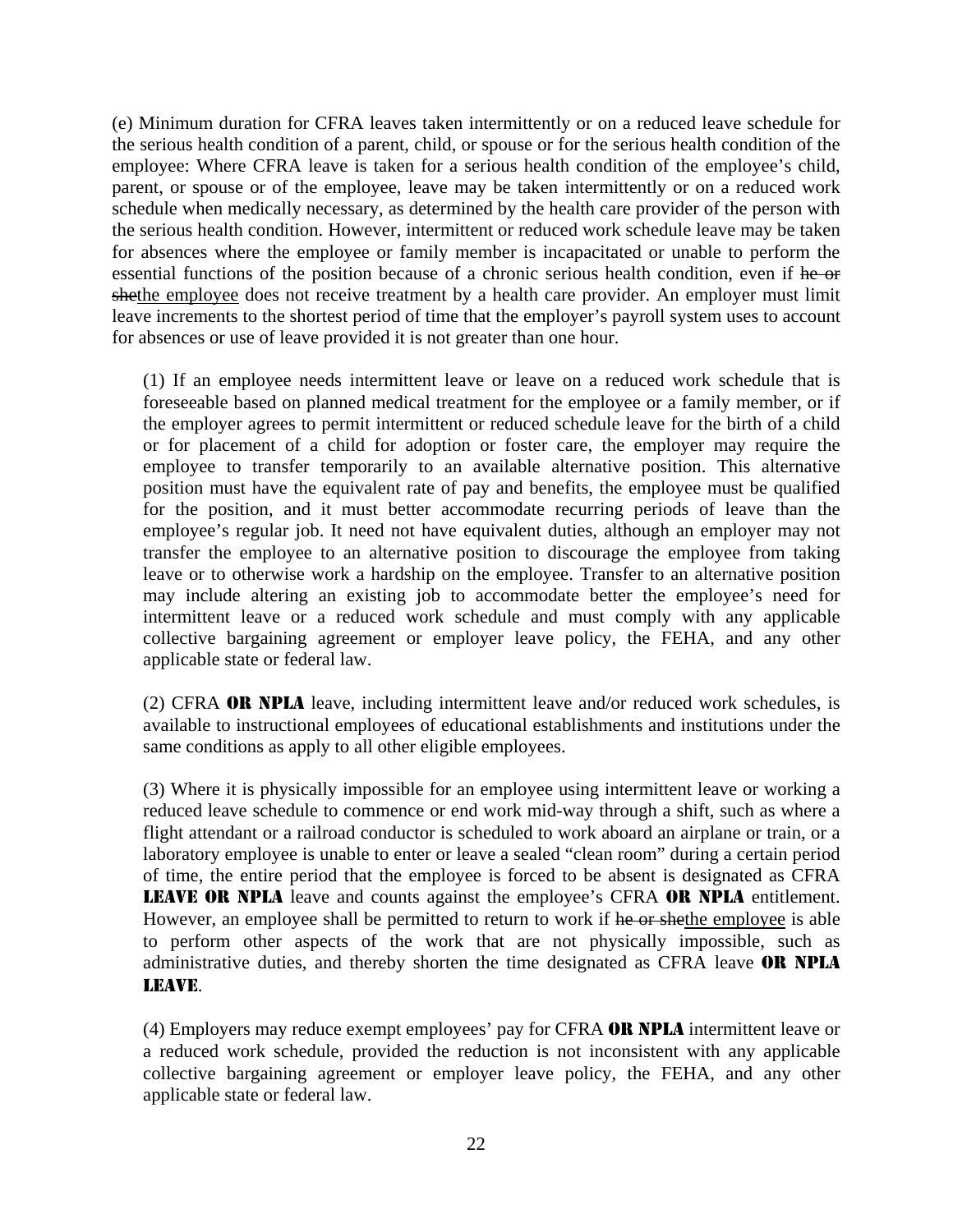(e) Minimum duration for CFRA leaves taken intermittently or on a reduced leave schedule for the serious health condition of a parent, child, or spouse or for the serious health condition of the employee: Where CFRA leave is taken for a serious health condition of the employee's child, parent, or spouse or of the employee, leave may be taken intermittently or on a reduced work schedule when medically necessary, as determined by the health care provider of the person with the serious health condition. However, intermittent or reduced work schedule leave may be taken for absences where the employee or family member is incapacitated or unable to perform the essential functions of the position because of a chronic serious health condition, even if ~~he or she~~the employee does not receive treatment by a health care provider. An employer must limit leave increments to the shortest period of time that the employer's payroll system uses to account for absences or use of leave provided it is not greater than one hour.

(1) If an employee needs intermittent leave or leave on a reduced work schedule that is foreseeable based on planned medical treatment for the employee or a family member, or if the employer agrees to permit intermittent or reduced schedule leave for the birth of a child or for placement of a child for adoption or foster care, the employer may require the employee to transfer temporarily to an available alternative position. This alternative position must have the equivalent rate of pay and benefits, the employee must be qualified for the position, and it must better accommodate recurring periods of leave than the employee's regular job. It need not have equivalent duties, although an employer may not transfer the employee to an alternative position to discourage the employee from taking leave or to otherwise work a hardship on the employee. Transfer to an alternative position may include altering an existing job to accommodate better the employee's need for intermittent leave or a reduced work schedule and must comply with any applicable collective bargaining agreement or employer leave policy, the FEHA, and any other applicable state or federal law.

(2) CFRA **OR NPLA** leave, including intermittent leave and/or reduced work schedules, is available to instructional employees of educational establishments and institutions under the same conditions as apply to all other eligible employees.

(3) Where it is physically impossible for an employee using intermittent leave or working a reduced leave schedule to commence or end work mid-way through a shift, such as where a flight attendant or a railroad conductor is scheduled to work aboard an airplane or train, or a laboratory employee is unable to enter or leave a sealed "clean room" during a certain period of time, the entire period that the employee is forced to be absent is designated as CFRA **LEAVE OR NPLA** leave and counts against the employee's CFRA **OR NPLA** entitlement. However, an employee shall be permitted to return to work if ~~he or she~~the employee is able to perform other aspects of the work that are not physically impossible, such as administrative duties, and thereby shorten the time designated as CFRA leave **OR NPLA LEAVE**.

(4) Employers may reduce exempt employees' pay for CFRA **OR NPLA** intermittent leave or a reduced work schedule, provided the reduction is not inconsistent with any applicable collective bargaining agreement or employer leave policy, the FEHA, and any other applicable state or federal law.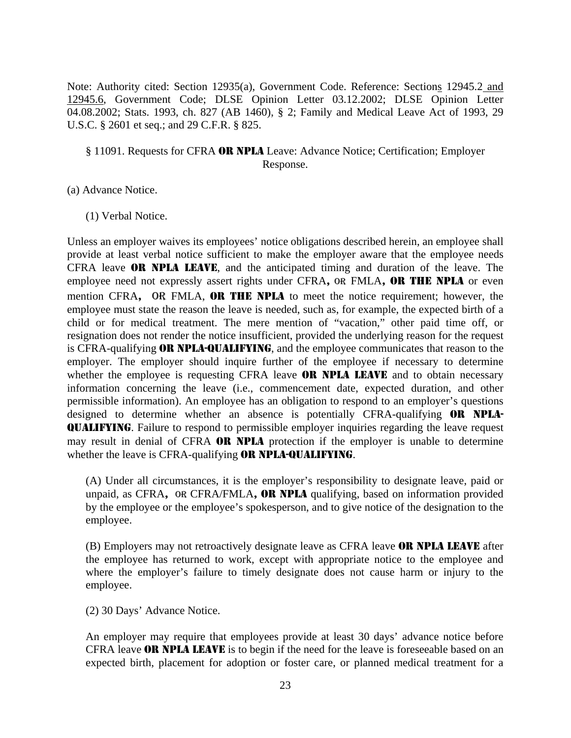Note: Authority cited: Section 12935(a), Government Code. Reference: Sections 12945.2 and 12945.6, Government Code; DLSE Opinion Letter 03.12.2002; DLSE Opinion Letter 04.08.2002; Stats. 1993, ch. 827 (AB 1460), § 2; Family and Medical Leave Act of 1993, 29 U.S.C. § 2601 et seq.; and 29 C.F.R. § 825.

§ 11091. Requests for CFRA **OR NPLA** Leave: Advance Notice; Certification; Employer Response.

(a) Advance Notice.

(1) Verbal Notice.

Unless an employer waives its employees' notice obligations described herein, an employee shall provide at least verbal notice sufficient to make the employer aware that the employee needs CFRA leave **OR NPLA LEAVE**, and the anticipated timing and duration of the leave. The employee need not expressly assert rights under CFRA**,** OR FMLA**, OR THE NPLA** or even mention CFRA**,** OR FMLA, **OR THE NPLA** to meet the notice requirement; however, the employee must state the reason the leave is needed, such as, for example, the expected birth of a child or for medical treatment. The mere mention of "vacation," other paid time off, or resignation does not render the notice insufficient, provided the underlying reason for the request is CFRA-qualifying **OR NPLA-QUALIFYING**, and the employee communicates that reason to the employer. The employer should inquire further of the employee if necessary to determine whether the employee is requesting CFRA leave **OR NPLA LEAVE** and to obtain necessary information concerning the leave (i.e., commencement date, expected duration, and other permissible information). An employee has an obligation to respond to an employer's questions designed to determine whether an absence is potentially CFRA-qualifying **OR NPLA-QUALIFYING**. Failure to respond to permissible employer inquiries regarding the leave request may result in denial of CFRA **OR NPLA** protection if the employer is unable to determine whether the leave is CFRA-qualifying **OR NPLA-QUALIFYING**.

(A) Under all circumstances, it is the employer's responsibility to designate leave, paid or unpaid, as CFRA**,** OR CFRA/FMLA**, OR NPLA** qualifying, based on information provided by the employee or the employee's spokesperson, and to give notice of the designation to the employee.

(B) Employers may not retroactively designate leave as CFRA leave **OR NPLA LEAVE** after the employee has returned to work, except with appropriate notice to the employee and where the employer's failure to timely designate does not cause harm or injury to the employee.

(2) 30 Days' Advance Notice.

An employer may require that employees provide at least 30 days' advance notice before CFRA leave **OR NPLA LEAVE** is to begin if the need for the leave is foreseeable based on an expected birth, placement for adoption or foster care, or planned medical treatment for a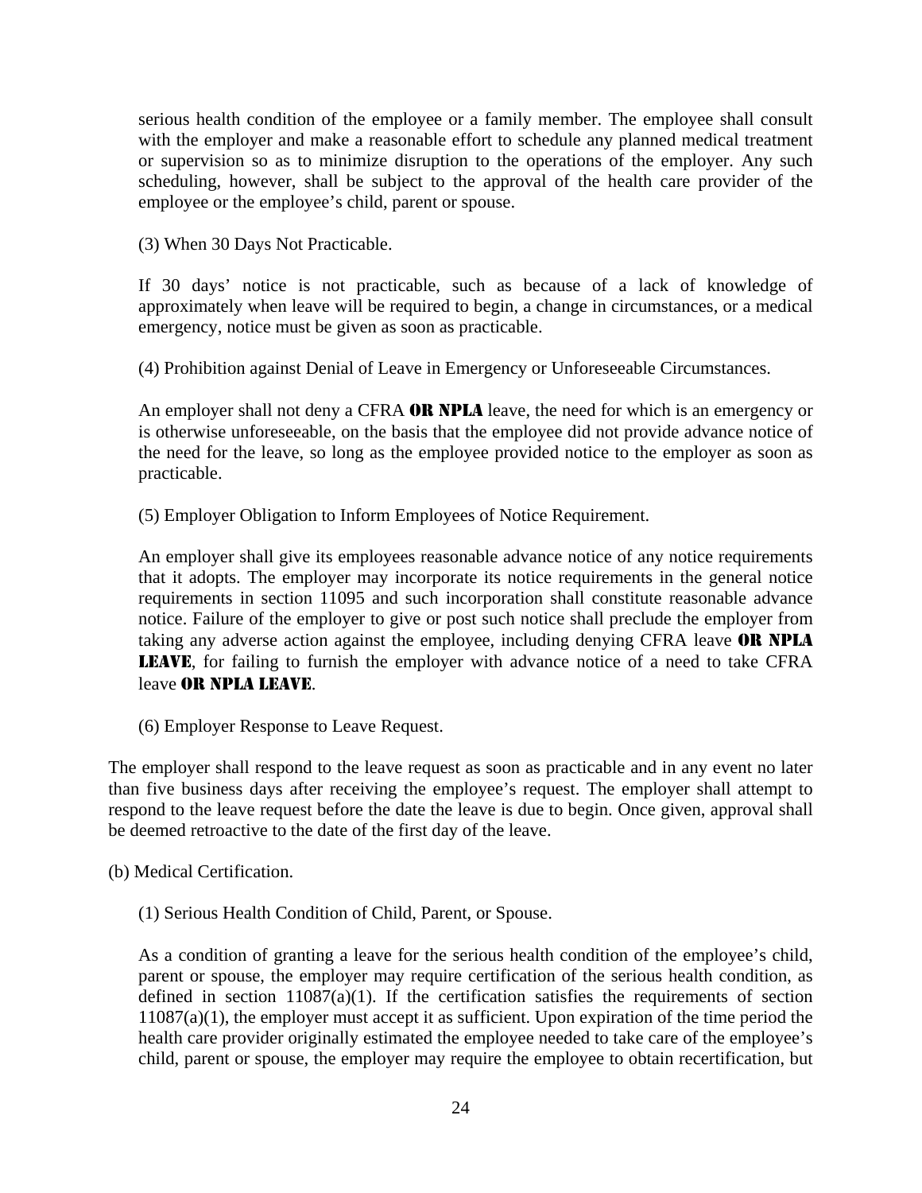serious health condition of the employee or a family member. The employee shall consult with the employer and make a reasonable effort to schedule any planned medical treatment or supervision so as to minimize disruption to the operations of the employer. Any such scheduling, however, shall be subject to the approval of the health care provider of the employee or the employee's child, parent or spouse.

(3) When 30 Days Not Practicable.

If 30 days' notice is not practicable, such as because of a lack of knowledge of approximately when leave will be required to begin, a change in circumstances, or a medical emergency, notice must be given as soon as practicable.

(4) Prohibition against Denial of Leave in Emergency or Unforeseeable Circumstances.

An employer shall not deny a CFRA **OR NPLA** leave, the need for which is an emergency or is otherwise unforeseeable, on the basis that the employee did not provide advance notice of the need for the leave, so long as the employee provided notice to the employer as soon as practicable.

(5) Employer Obligation to Inform Employees of Notice Requirement.

An employer shall give its employees reasonable advance notice of any notice requirements that it adopts. The employer may incorporate its notice requirements in the general notice requirements in section 11095 and such incorporation shall constitute reasonable advance notice. Failure of the employer to give or post such notice shall preclude the employer from taking any adverse action against the employee, including denying CFRA leave **OR NPLA LEAVE**, for failing to furnish the employer with advance notice of a need to take CFRA leave **OR NPLA LEAVE**.

(6) Employer Response to Leave Request.

The employer shall respond to the leave request as soon as practicable and in any event no later than five business days after receiving the employee's request. The employer shall attempt to respond to the leave request before the date the leave is due to begin. Once given, approval shall be deemed retroactive to the date of the first day of the leave.

(b) Medical Certification.

(1) Serious Health Condition of Child, Parent, or Spouse.

As a condition of granting a leave for the serious health condition of the employee's child, parent or spouse, the employer may require certification of the serious health condition, as defined in section 11087(a)(1). If the certification satisfies the requirements of section 11087(a)(1), the employer must accept it as sufficient. Upon expiration of the time period the health care provider originally estimated the employee needed to take care of the employee's child, parent or spouse, the employer may require the employee to obtain recertification, but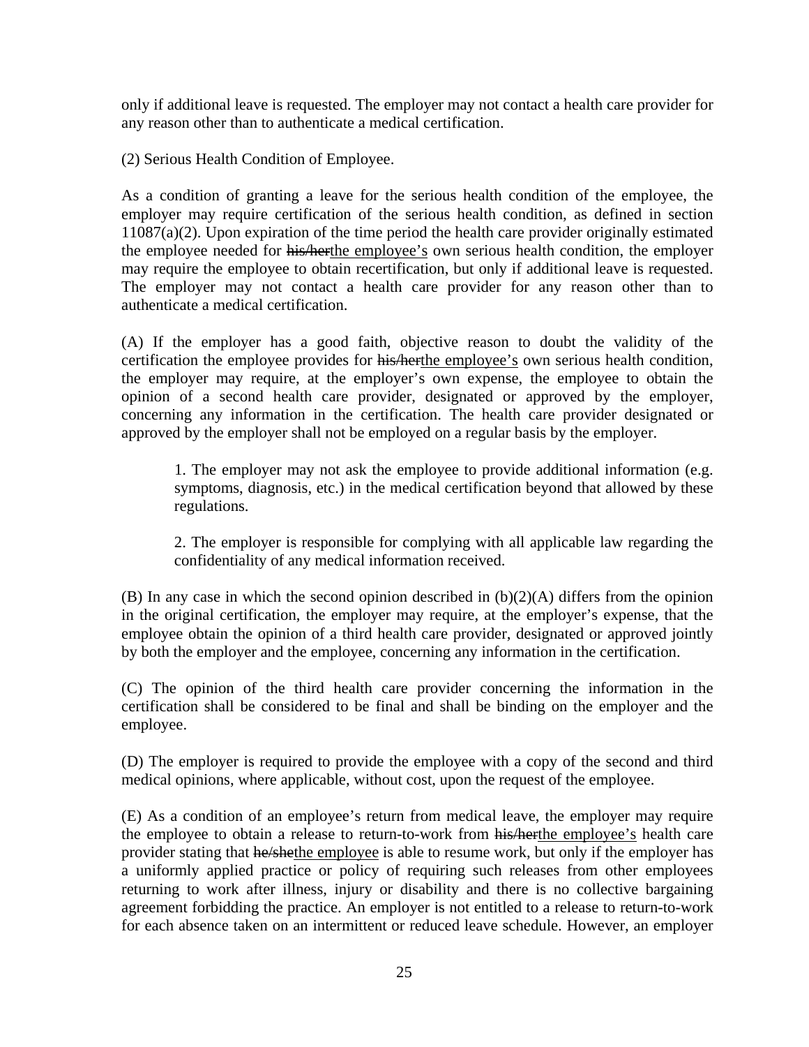only if additional leave is requested. The employer may not contact a health care provider for any reason other than to authenticate a medical certification.

(2) Serious Health Condition of Employee.

As a condition of granting a leave for the serious health condition of the employee, the employer may require certification of the serious health condition, as defined in section 11087(a)(2). Upon expiration of the time period the health care provider originally estimated the employee needed for ~~his/her~~<u>the employee's</u> own serious health condition, the employer may require the employee to obtain recertification, but only if additional leave is requested. The employer may not contact a health care provider for any reason other than to authenticate a medical certification.

(A) If the employer has a good faith, objective reason to doubt the validity of the certification the employee provides for ~~his/her~~<u>the employee's</u> own serious health condition, the employer may require, at the employer's own expense, the employee to obtain the opinion of a second health care provider, designated or approved by the employer, concerning any information in the certification. The health care provider designated or approved by the employer shall not be employed on a regular basis by the employer.

> 1. The employer may not ask the employee to provide additional information (e.g. symptoms, diagnosis, etc.) in the medical certification beyond that allowed by these regulations.
>
> 2. The employer is responsible for complying with all applicable law regarding the confidentiality of any medical information received.

(B) In any case in which the second opinion described in (b)(2)(A) differs from the opinion in the original certification, the employer may require, at the employer's expense, that the employee obtain the opinion of a third health care provider, designated or approved jointly by both the employer and the employee, concerning any information in the certification.

(C) The opinion of the third health care provider concerning the information in the certification shall be considered to be final and shall be binding on the employer and the employee.

(D) The employer is required to provide the employee with a copy of the second and third medical opinions, where applicable, without cost, upon the request of the employee.

(E) As a condition of an employee's return from medical leave, the employer may require the employee to obtain a release to return-to-work from ~~his/her~~<u>the employee's</u> health care provider stating that ~~he/she~~<u>the employee</u> is able to resume work, but only if the employer has a uniformly applied practice or policy of requiring such releases from other employees returning to work after illness, injury or disability and there is no collective bargaining agreement forbidding the practice. An employer is not entitled to a release to return-to-work for each absence taken on an intermittent or reduced leave schedule. However, an employer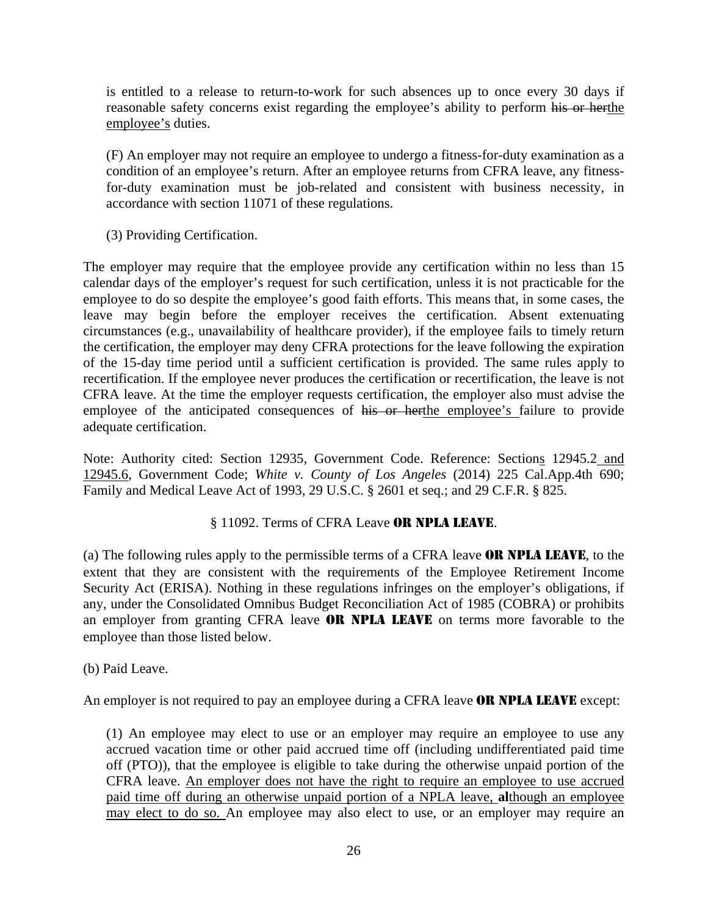is entitled to a release to return-to-work for such absences up to once every 30 days if reasonable safety concerns exist regarding the employee's ability to perform ~~his or her~~<u>the employee's</u> duties.

(F) An employer may not require an employee to undergo a fitness-for-duty examination as a condition of an employee's return. After an employee returns from CFRA leave, any fitness-for-duty examination must be job-related and consistent with business necessity, in accordance with section 11071 of these regulations.

(3) Providing Certification.

The employer may require that the employee provide any certification within no less than 15 calendar days of the employer's request for such certification, unless it is not practicable for the employee to do so despite the employee's good faith efforts. This means that, in some cases, the leave may begin before the employer receives the certification. Absent extenuating circumstances (e.g., unavailability of healthcare provider), if the employee fails to timely return the certification, the employer may deny CFRA protections for the leave following the expiration of the 15-day time period until a sufficient certification is provided. The same rules apply to recertification. If the employee never produces the certification or recertification, the leave is not CFRA leave. At the time the employer requests certification, the employer also must advise the employee of the anticipated consequences of ~~his or her~~<u>the employee's</u> failure to provide adequate certification.

Note: Authority cited: Section 12935, Government Code. Reference: Section<u>s</u> 12945.2<u> and 12945.6</u>, Government Code; *White v. County of Los Angeles* (2014) 225 Cal.App.4th 690; Family and Medical Leave Act of 1993, 29 U.S.C. § 2601 et seq.; and 29 C.F.R. § 825.

## § 11092. Terms of CFRA Leave **OR NPLA LEAVE**.

(a) The following rules apply to the permissible terms of a CFRA leave **OR NPLA LEAVE**, to the extent that they are consistent with the requirements of the Employee Retirement Income Security Act (ERISA). Nothing in these regulations infringes on the employer's obligations, if any, under the Consolidated Omnibus Budget Reconciliation Act of 1985 (COBRA) or prohibits an employer from granting CFRA leave **OR NPLA LEAVE** on terms more favorable to the employee than those listed below.

(b) Paid Leave.

An employer is not required to pay an employee during a CFRA leave **OR NPLA LEAVE** except:

(1) An employee may elect to use or an employer may require an employee to use any accrued vacation time or other paid accrued time off (including undifferentiated paid time off (PTO)), that the employee is eligible to take during the otherwise unpaid portion of the CFRA leave. <u>An employer does not have the right to require an employee to use accrued paid time off during an otherwise unpaid portion of a NPLA leave,</u> **al**<u>though an employee may elect to do so.</u> An employee may also elect to use, or an employer may require an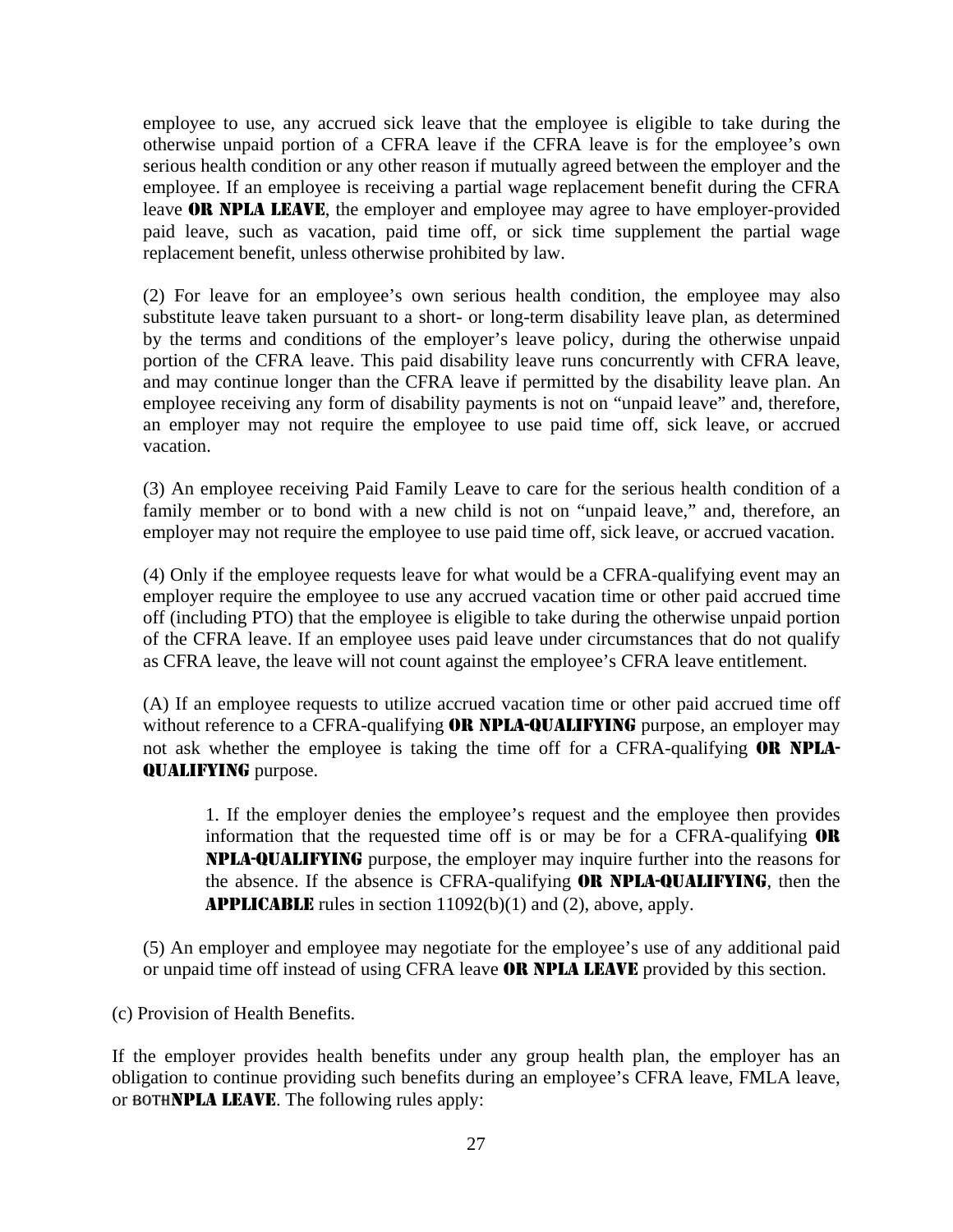employee to use, any accrued sick leave that the employee is eligible to take during the otherwise unpaid portion of a CFRA leave if the CFRA leave is for the employee's own serious health condition or any other reason if mutually agreed between the employer and the employee. If an employee is receiving a partial wage replacement benefit during the CFRA leave **OR NPLA LEAVE**, the employer and employee may agree to have employer-provided paid leave, such as vacation, paid time off, or sick time supplement the partial wage replacement benefit, unless otherwise prohibited by law.

(2) For leave for an employee's own serious health condition, the employee may also substitute leave taken pursuant to a short- or long-term disability leave plan, as determined by the terms and conditions of the employer's leave policy, during the otherwise unpaid portion of the CFRA leave. This paid disability leave runs concurrently with CFRA leave, and may continue longer than the CFRA leave if permitted by the disability leave plan. An employee receiving any form of disability payments is not on "unpaid leave" and, therefore, an employer may not require the employee to use paid time off, sick leave, or accrued vacation.

(3) An employee receiving Paid Family Leave to care for the serious health condition of a family member or to bond with a new child is not on "unpaid leave," and, therefore, an employer may not require the employee to use paid time off, sick leave, or accrued vacation.

(4) Only if the employee requests leave for what would be a CFRA-qualifying event may an employer require the employee to use any accrued vacation time or other paid accrued time off (including PTO) that the employee is eligible to take during the otherwise unpaid portion of the CFRA leave. If an employee uses paid leave under circumstances that do not qualify as CFRA leave, the leave will not count against the employee's CFRA leave entitlement.

(A) If an employee requests to utilize accrued vacation time or other paid accrued time off without reference to a CFRA-qualifying **OR NPLA-QUALIFYING** purpose, an employer may not ask whether the employee is taking the time off for a CFRA-qualifying **OR NPLA-QUALIFYING** purpose.

1. If the employer denies the employee's request and the employee then provides information that the requested time off is or may be for a CFRA-qualifying **OR NPLA-QUALIFYING** purpose, the employer may inquire further into the reasons for the absence. If the absence is CFRA-qualifying **OR NPLA-QUALIFYING**, then the **APPLICABLE** rules in section 11092(b)(1) and (2), above, apply.

(5) An employer and employee may negotiate for the employee's use of any additional paid or unpaid time off instead of using CFRA leave **OR NPLA LEAVE** provided by this section.

(c) Provision of Health Benefits.

If the employer provides health benefits under any group health plan, the employer has an obligation to continue providing such benefits during an employee's CFRA leave, FMLA leave, or ~~both~~**NPLA LEAVE**. The following rules apply: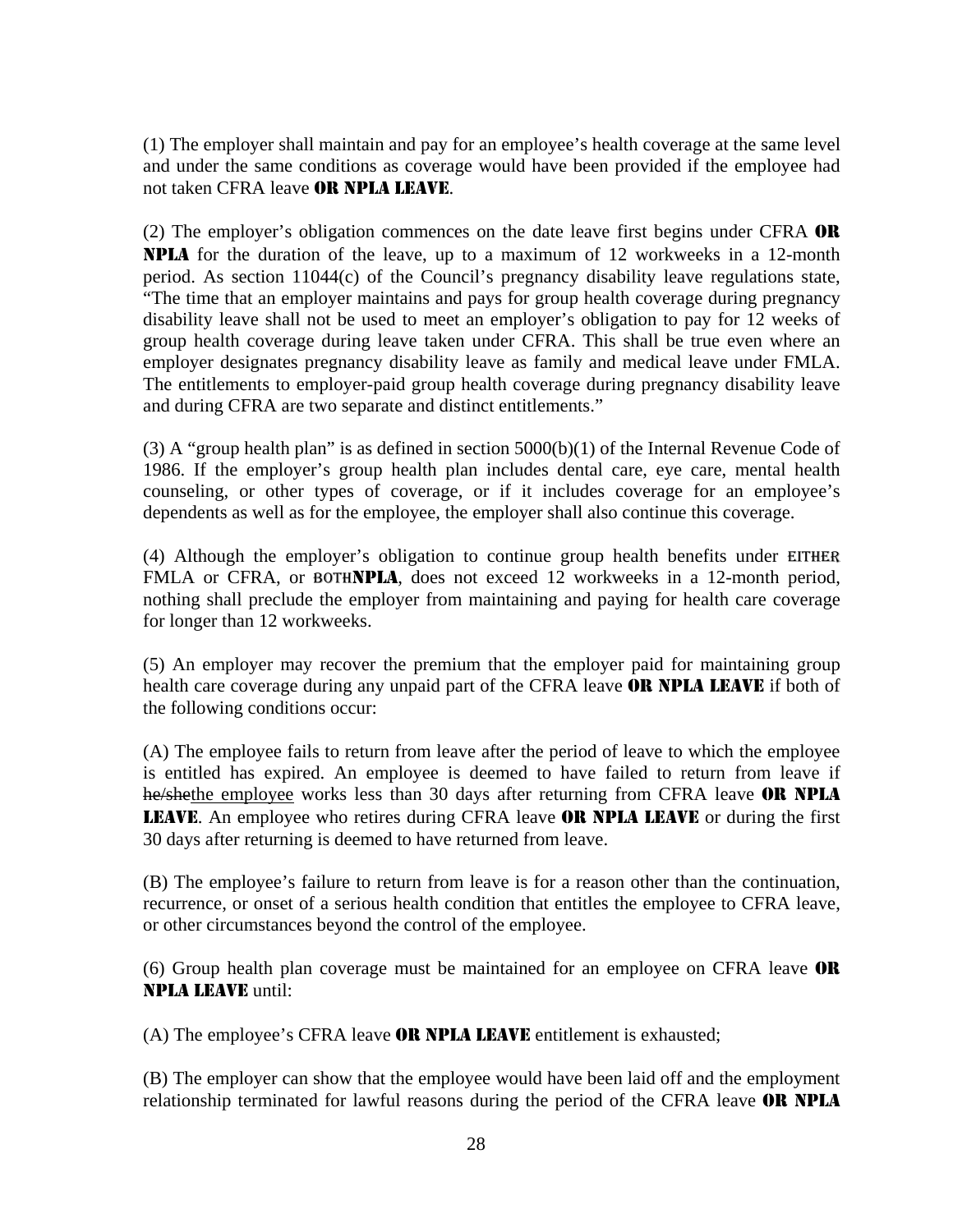(1) The employer shall maintain and pay for an employee's health coverage at the same level and under the same conditions as coverage would have been provided if the employee had not taken CFRA leave **OR NPLA LEAVE**.

(2) The employer's obligation commences on the date leave first begins under CFRA **OR NPLA** for the duration of the leave, up to a maximum of 12 workweeks in a 12-month period. As section 11044(c) of the Council's pregnancy disability leave regulations state, "The time that an employer maintains and pays for group health coverage during pregnancy disability leave shall not be used to meet an employer's obligation to pay for 12 weeks of group health coverage during leave taken under CFRA. This shall be true even where an employer designates pregnancy disability leave as family and medical leave under FMLA. The entitlements to employer-paid group health coverage during pregnancy disability leave and during CFRA are two separate and distinct entitlements."

(3) A "group health plan" is as defined in section 5000(b)(1) of the Internal Revenue Code of 1986. If the employer's group health plan includes dental care, eye care, mental health counseling, or other types of coverage, or if it includes coverage for an employee's dependents as well as for the employee, the employer shall also continue this coverage.

(4) Although the employer's obligation to continue group health benefits under EITHER FMLA or CFRA, or BOTH**NPLA**, does not exceed 12 workweeks in a 12-month period, nothing shall preclude the employer from maintaining and paying for health care coverage for longer than 12 workweeks.

(5) An employer may recover the premium that the employer paid for maintaining group health care coverage during any unpaid part of the CFRA leave **OR NPLA LEAVE** if both of the following conditions occur:

(A) The employee fails to return from leave after the period of leave to which the employee is entitled has expired. An employee is deemed to have failed to return from leave if ~~he/she~~the employee works less than 30 days after returning from CFRA leave **OR NPLA LEAVE**. An employee who retires during CFRA leave **OR NPLA LEAVE** or during the first 30 days after returning is deemed to have returned from leave.

(B) The employee's failure to return from leave is for a reason other than the continuation, recurrence, or onset of a serious health condition that entitles the employee to CFRA leave, or other circumstances beyond the control of the employee.

(6) Group health plan coverage must be maintained for an employee on CFRA leave **OR NPLA LEAVE** until:

(A) The employee's CFRA leave **OR NPLA LEAVE** entitlement is exhausted;

(B) The employer can show that the employee would have been laid off and the employment relationship terminated for lawful reasons during the period of the CFRA leave **OR NPLA**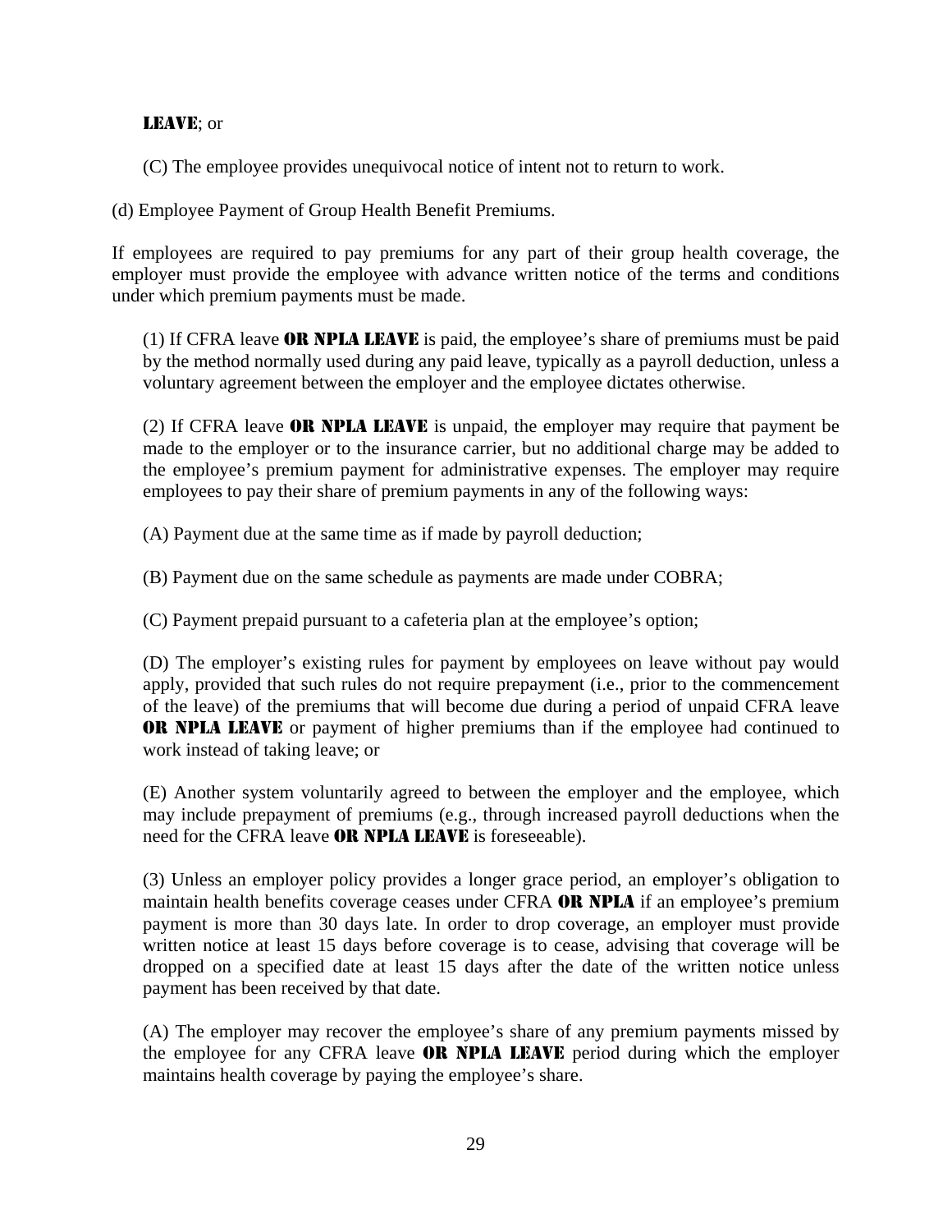**LEAVE**; or

(C) The employee provides unequivocal notice of intent not to return to work.

(d) Employee Payment of Group Health Benefit Premiums.

If employees are required to pay premiums for any part of their group health coverage, the employer must provide the employee with advance written notice of the terms and conditions under which premium payments must be made.

(1) If CFRA leave **OR NPLA LEAVE** is paid, the employee's share of premiums must be paid by the method normally used during any paid leave, typically as a payroll deduction, unless a voluntary agreement between the employer and the employee dictates otherwise.

(2) If CFRA leave **OR NPLA LEAVE** is unpaid, the employer may require that payment be made to the employer or to the insurance carrier, but no additional charge may be added to the employee's premium payment for administrative expenses. The employer may require employees to pay their share of premium payments in any of the following ways:

(A) Payment due at the same time as if made by payroll deduction;

(B) Payment due on the same schedule as payments are made under COBRA;

(C) Payment prepaid pursuant to a cafeteria plan at the employee's option;

(D) The employer's existing rules for payment by employees on leave without pay would apply, provided that such rules do not require prepayment (i.e., prior to the commencement of the leave) of the premiums that will become due during a period of unpaid CFRA leave **OR NPLA LEAVE** or payment of higher premiums than if the employee had continued to work instead of taking leave; or

(E) Another system voluntarily agreed to between the employer and the employee, which may include prepayment of premiums (e.g., through increased payroll deductions when the need for the CFRA leave **OR NPLA LEAVE** is foreseeable).

(3) Unless an employer policy provides a longer grace period, an employer's obligation to maintain health benefits coverage ceases under CFRA **OR NPLA** if an employee's premium payment is more than 30 days late. In order to drop coverage, an employer must provide written notice at least 15 days before coverage is to cease, advising that coverage will be dropped on a specified date at least 15 days after the date of the written notice unless payment has been received by that date.

(A) The employer may recover the employee's share of any premium payments missed by the employee for any CFRA leave **OR NPLA LEAVE** period during which the employer maintains health coverage by paying the employee's share.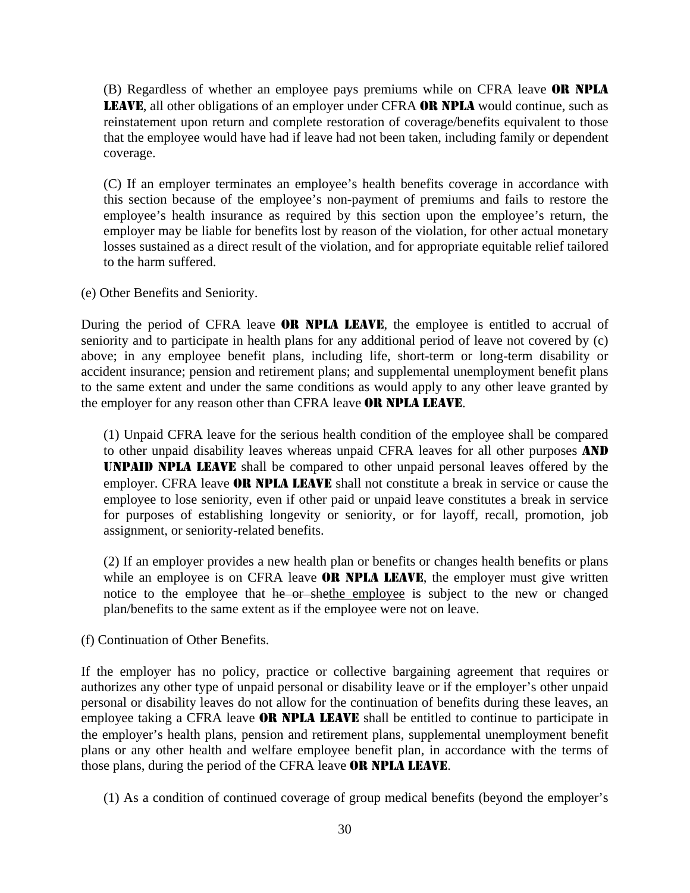(B) Regardless of whether an employee pays premiums while on CFRA leave **OR NPLA LEAVE**, all other obligations of an employer under CFRA **OR NPLA** would continue, such as reinstatement upon return and complete restoration of coverage/benefits equivalent to those that the employee would have had if leave had not been taken, including family or dependent coverage.

(C) If an employer terminates an employee's health benefits coverage in accordance with this section because of the employee's non-payment of premiums and fails to restore the employee's health insurance as required by this section upon the employee's return, the employer may be liable for benefits lost by reason of the violation, for other actual monetary losses sustained as a direct result of the violation, and for appropriate equitable relief tailored to the harm suffered.

(e) Other Benefits and Seniority.

During the period of CFRA leave **OR NPLA LEAVE**, the employee is entitled to accrual of seniority and to participate in health plans for any additional period of leave not covered by (c) above; in any employee benefit plans, including life, short-term or long-term disability or accident insurance; pension and retirement plans; and supplemental unemployment benefit plans to the same extent and under the same conditions as would apply to any other leave granted by the employer for any reason other than CFRA leave **OR NPLA LEAVE**.

(1) Unpaid CFRA leave for the serious health condition of the employee shall be compared to other unpaid disability leaves whereas unpaid CFRA leaves for all other purposes **AND UNPAID NPLA LEAVE** shall be compared to other unpaid personal leaves offered by the employer. CFRA leave **OR NPLA LEAVE** shall not constitute a break in service or cause the employee to lose seniority, even if other paid or unpaid leave constitutes a break in service for purposes of establishing longevity or seniority, or for layoff, recall, promotion, job assignment, or seniority-related benefits.

(2) If an employer provides a new health plan or benefits or changes health benefits or plans while an employee is on CFRA leave **OR NPLA LEAVE**, the employer must give written notice to the employee that ~~he or she~~the employee is subject to the new or changed plan/benefits to the same extent as if the employee were not on leave.

(f) Continuation of Other Benefits.

If the employer has no policy, practice or collective bargaining agreement that requires or authorizes any other type of unpaid personal or disability leave or if the employer's other unpaid personal or disability leaves do not allow for the continuation of benefits during these leaves, an employee taking a CFRA leave **OR NPLA LEAVE** shall be entitled to continue to participate in the employer's health plans, pension and retirement plans, supplemental unemployment benefit plans or any other health and welfare employee benefit plan, in accordance with the terms of those plans, during the period of the CFRA leave **OR NPLA LEAVE**.

(1) As a condition of continued coverage of group medical benefits (beyond the employer's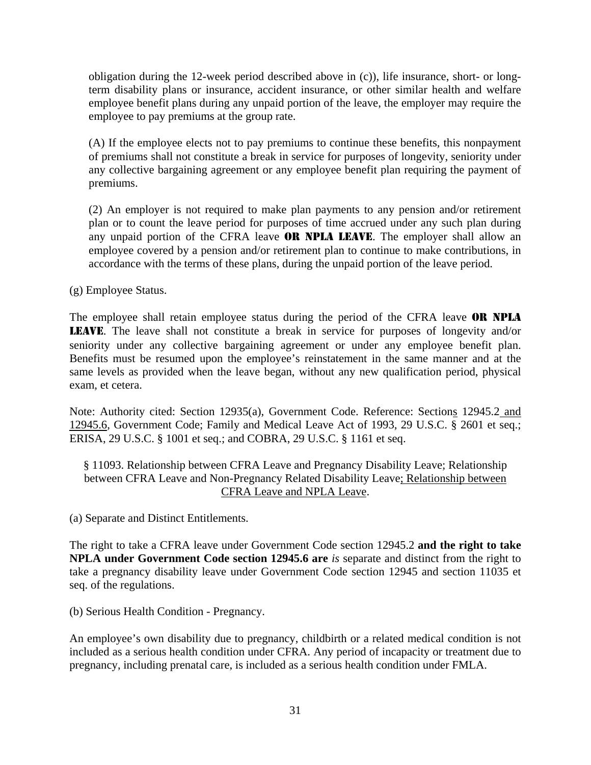obligation during the 12-week period described above in (c)), life insurance, short- or long-term disability plans or insurance, accident insurance, or other similar health and welfare employee benefit plans during any unpaid portion of the leave, the employer may require the employee to pay premiums at the group rate.

(A) If the employee elects not to pay premiums to continue these benefits, this nonpayment of premiums shall not constitute a break in service for purposes of longevity, seniority under any collective bargaining agreement or any employee benefit plan requiring the payment of premiums.

(2) An employer is not required to make plan payments to any pension and/or retirement plan or to count the leave period for purposes of time accrued under any such plan during any unpaid portion of the CFRA leave **OR NPLA LEAVE**. The employer shall allow an employee covered by a pension and/or retirement plan to continue to make contributions, in accordance with the terms of these plans, during the unpaid portion of the leave period.

(g) Employee Status.

The employee shall retain employee status during the period of the CFRA leave **OR NPLA LEAVE**. The leave shall not constitute a break in service for purposes of longevity and/or seniority under any collective bargaining agreement or under any employee benefit plan. Benefits must be resumed upon the employee's reinstatement in the same manner and at the same levels as provided when the leave began, without any new qualification period, physical exam, et cetera.

Note: Authority cited: Section 12935(a), Government Code. Reference: Sections 12945.2 and 12945.6, Government Code; Family and Medical Leave Act of 1993, 29 U.S.C. § 2601 et seq.; ERISA, 29 U.S.C. § 1001 et seq.; and COBRA, 29 U.S.C. § 1161 et seq.

§ 11093. Relationship between CFRA Leave and Pregnancy Disability Leave; Relationship between CFRA Leave and Non-Pregnancy Related Disability Leave; Relationship between CFRA Leave and NPLA Leave.

(a) Separate and Distinct Entitlements.

The right to take a CFRA leave under Government Code section 12945.2 **and the right to take NPLA under Government Code section 12945.6 are** *is* separate and distinct from the right to take a pregnancy disability leave under Government Code section 12945 and section 11035 et seq. of the regulations.

(b) Serious Health Condition - Pregnancy.

An employee's own disability due to pregnancy, childbirth or a related medical condition is not included as a serious health condition under CFRA. Any period of incapacity or treatment due to pregnancy, including prenatal care, is included as a serious health condition under FMLA.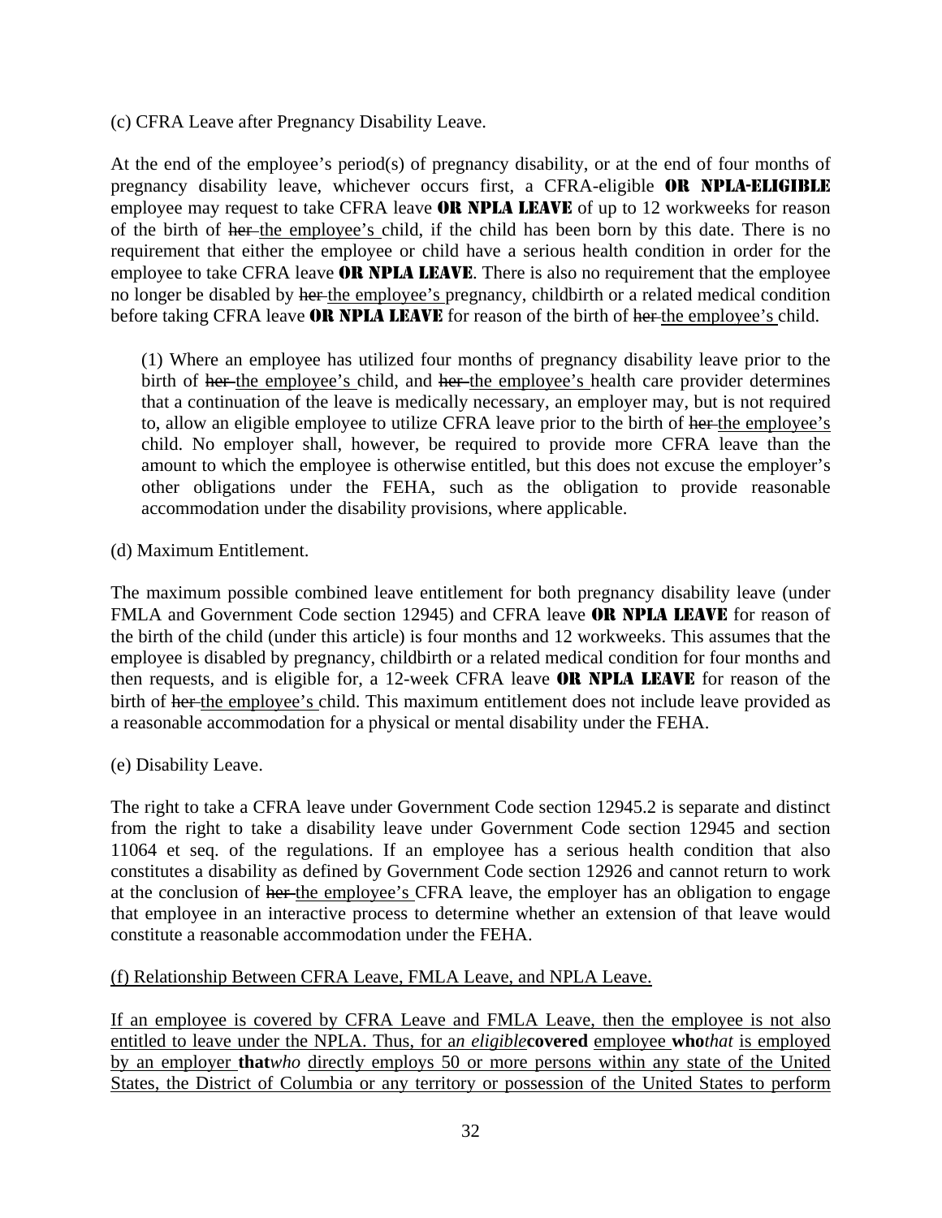(c) CFRA Leave after Pregnancy Disability Leave.

At the end of the employee's period(s) of pregnancy disability, or at the end of four months of pregnancy disability leave, whichever occurs first, a CFRA-eligible **OR NPLA-ELIGIBLE** employee may request to take CFRA leave **OR NPLA LEAVE** of up to 12 workweeks for reason of the birth of ~~her~~ <u>the employee's</u> child, if the child has been born by this date. There is no requirement that either the employee or child have a serious health condition in order for the employee to take CFRA leave **OR NPLA LEAVE**. There is also no requirement that the employee no longer be disabled by ~~her~~ <u>the employee's</u> pregnancy, childbirth or a related medical condition before taking CFRA leave **OR NPLA LEAVE** for reason of the birth of ~~her~~ <u>the employee's</u> child.

> (1) Where an employee has utilized four months of pregnancy disability leave prior to the birth of ~~her~~ <u>the employee's</u> child, and ~~her~~ <u>the employee's</u> health care provider determines that a continuation of the leave is medically necessary, an employer may, but is not required to, allow an eligible employee to utilize CFRA leave prior to the birth of ~~her~~ <u>the employee's</u> child. No employer shall, however, be required to provide more CFRA leave than the amount to which the employee is otherwise entitled, but this does not excuse the employer's other obligations under the FEHA, such as the obligation to provide reasonable accommodation under the disability provisions, where applicable.

(d) Maximum Entitlement.

The maximum possible combined leave entitlement for both pregnancy disability leave (under FMLA and Government Code section 12945) and CFRA leave **OR NPLA LEAVE** for reason of the birth of the child (under this article) is four months and 12 workweeks. This assumes that the employee is disabled by pregnancy, childbirth or a related medical condition for four months and then requests, and is eligible for, a 12-week CFRA leave **OR NPLA LEAVE** for reason of the birth of ~~her~~ <u>the employee's</u> child. This maximum entitlement does not include leave provided as a reasonable accommodation for a physical or mental disability under the FEHA.

(e) Disability Leave.

The right to take a CFRA leave under Government Code section 12945.2 is separate and distinct from the right to take a disability leave under Government Code section 12945 and section 11064 et seq. of the regulations. If an employee has a serious health condition that also constitutes a disability as defined by Government Code section 12926 and cannot return to work at the conclusion of ~~her~~ <u>the employee's</u> CFRA leave, the employer has an obligation to engage that employee in an interactive process to determine whether an extension of that leave would constitute a reasonable accommodation under the FEHA.

<u>(f) Relationship Between CFRA Leave, FMLA Leave, and NPLA Leave.</u>

<u>If an employee is covered by CFRA Leave and FMLA Leave, then the employee is not also entitled to leave under the NPLA. Thus, for a</u>*<u>n eligible</u>***covered** <u>employee</u> **who***<u>that</u>* <u>is employed by an employer</u> **that***<u>who</u>* <u>directly employs 50 or more persons within any state of the United States, the District of Columbia or any territory or possession of the United States to perform</u>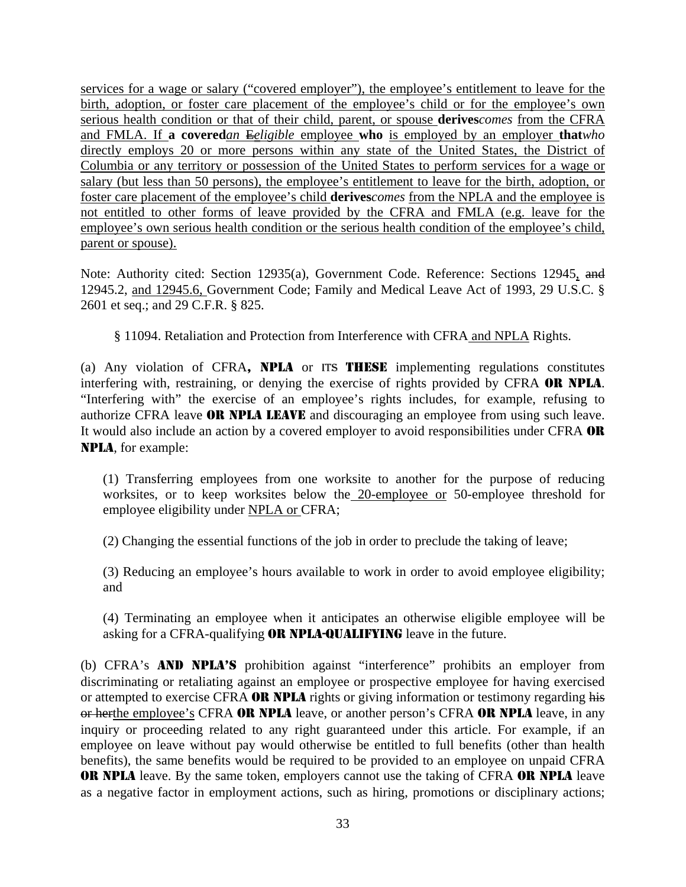services for a wage or salary ("covered employer"), the employee's entitlement to leave for the birth, adoption, or foster care placement of the employee's child or for the employee's own serious health condition or that of their child, parent, or spouse **derives***comes* from the CFRA and FMLA. If **a covered***an* ~~E~~*eligible* employee **who** is employed by an employer **that***who* directly employs 20 or more persons within any state of the United States, the District of Columbia or any territory or possession of the United States to perform services for a wage or salary (but less than 50 persons), the employee's entitlement to leave for the birth, adoption, or foster care placement of the employee's child **derives***comes* from the NPLA and the employee is not entitled to other forms of leave provided by the CFRA and FMLA (e.g. leave for the employee's own serious health condition or the serious health condition of the employee's child, parent or spouse).

Note: Authority cited: Section 12935(a), Government Code. Reference: Sections 12945, ~~and~~ 12945.2, and 12945.6, Government Code; Family and Medical Leave Act of 1993, 29 U.S.C. § 2601 et seq.; and 29 C.F.R. § 825.

§ 11094. Retaliation and Protection from Interference with CFRA and NPLA Rights.

(a) Any violation of CFRA**, NPLA** or ~~ITS~~ **THESE** implementing regulations constitutes interfering with, restraining, or denying the exercise of rights provided by CFRA **OR NPLA**. "Interfering with" the exercise of an employee's rights includes, for example, refusing to authorize CFRA leave **OR NPLA LEAVE** and discouraging an employee from using such leave. It would also include an action by a covered employer to avoid responsibilities under CFRA **OR NPLA**, for example:

(1) Transferring employees from one worksite to another for the purpose of reducing worksites, or to keep worksites below the 20-employee or 50-employee threshold for employee eligibility under NPLA or CFRA;

(2) Changing the essential functions of the job in order to preclude the taking of leave;

(3) Reducing an employee's hours available to work in order to avoid employee eligibility; and

(4) Terminating an employee when it anticipates an otherwise eligible employee will be asking for a CFRA-qualifying **OR NPLA-QUALIFYING** leave in the future.

(b) CFRA's **AND NPLA'S** prohibition against "interference" prohibits an employer from discriminating or retaliating against an employee or prospective employee for having exercised or attempted to exercise CFRA **OR NPLA** rights or giving information or testimony regarding ~~his or her~~the employee's CFRA **OR NPLA** leave, or another person's CFRA **OR NPLA** leave, in any inquiry or proceeding related to any right guaranteed under this article. For example, if an employee on leave without pay would otherwise be entitled to full benefits (other than health benefits), the same benefits would be required to be provided to an employee on unpaid CFRA **OR NPLA** leave. By the same token, employers cannot use the taking of CFRA **OR NPLA** leave as a negative factor in employment actions, such as hiring, promotions or disciplinary actions;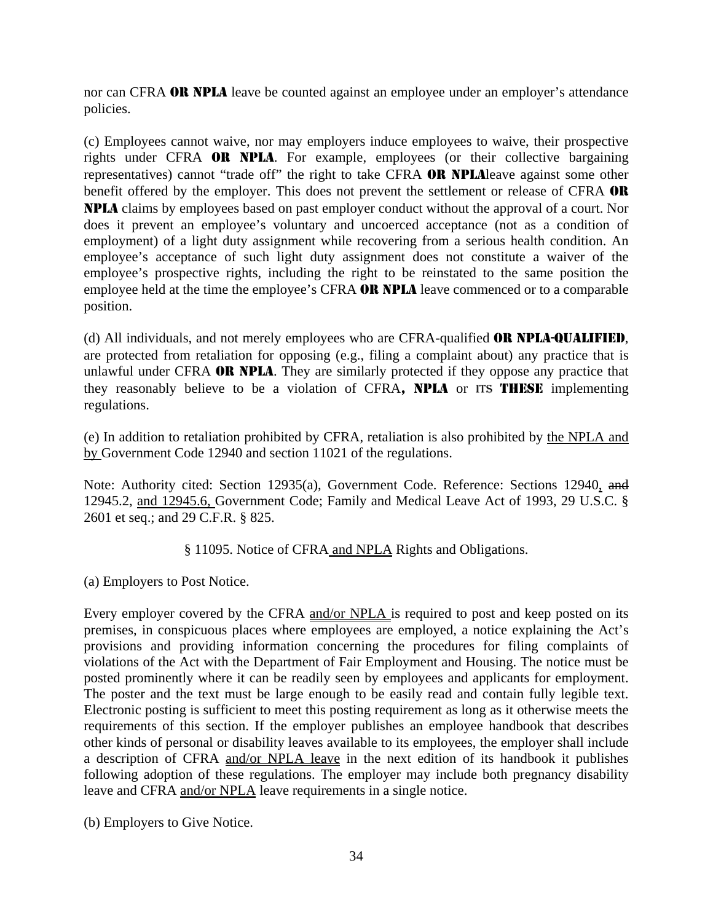nor can CFRA **OR NPLA** leave be counted against an employee under an employer's attendance policies.

(c) Employees cannot waive, nor may employers induce employees to waive, their prospective rights under CFRA **OR NPLA**. For example, employees (or their collective bargaining representatives) cannot "trade off" the right to take CFRA **OR NPLA**leave against some other benefit offered by the employer. This does not prevent the settlement or release of CFRA **OR NPLA** claims by employees based on past employer conduct without the approval of a court. Nor does it prevent an employee's voluntary and uncoerced acceptance (not as a condition of employment) of a light duty assignment while recovering from a serious health condition. An employee's acceptance of such light duty assignment does not constitute a waiver of the employee's prospective rights, including the right to be reinstated to the same position the employee held at the time the employee's CFRA **OR NPLA** leave commenced or to a comparable position.

(d) All individuals, and not merely employees who are CFRA-qualified **OR NPLA-QUALIFIED**, are protected from retaliation for opposing (e.g., filing a complaint about) any practice that is unlawful under CFRA **OR NPLA**. They are similarly protected if they oppose any practice that they reasonably believe to be a violation of CFRA**, NPLA** or ~~its~~ **THESE** implementing regulations.

(e) In addition to retaliation prohibited by CFRA, retaliation is also prohibited by <u>the NPLA and by</u> Government Code 12940 and section 11021 of the regulations.

Note: Authority cited: Section 12935(a), Government Code. Reference: Sections 12940<u>,</u> ~~and~~ 12945.2, <u>and 12945.6,</u> Government Code; Family and Medical Leave Act of 1993, 29 U.S.C. § 2601 et seq.; and 29 C.F.R. § 825.

§ 11095. Notice of CFRA<u> and NPLA</u> Rights and Obligations.

(a) Employers to Post Notice.

Every employer covered by the CFRA <u>and/or NPLA</u> is required to post and keep posted on its premises, in conspicuous places where employees are employed, a notice explaining the Act's provisions and providing information concerning the procedures for filing complaints of violations of the Act with the Department of Fair Employment and Housing. The notice must be posted prominently where it can be readily seen by employees and applicants for employment. The poster and the text must be large enough to be easily read and contain fully legible text. Electronic posting is sufficient to meet this posting requirement as long as it otherwise meets the requirements of this section. If the employer publishes an employee handbook that describes other kinds of personal or disability leaves available to its employees, the employer shall include a description of CFRA <u>and/or NPLA leave</u> in the next edition of its handbook it publishes following adoption of these regulations. The employer may include both pregnancy disability leave and CFRA <u>and/or NPLA</u> leave requirements in a single notice.

(b) Employers to Give Notice.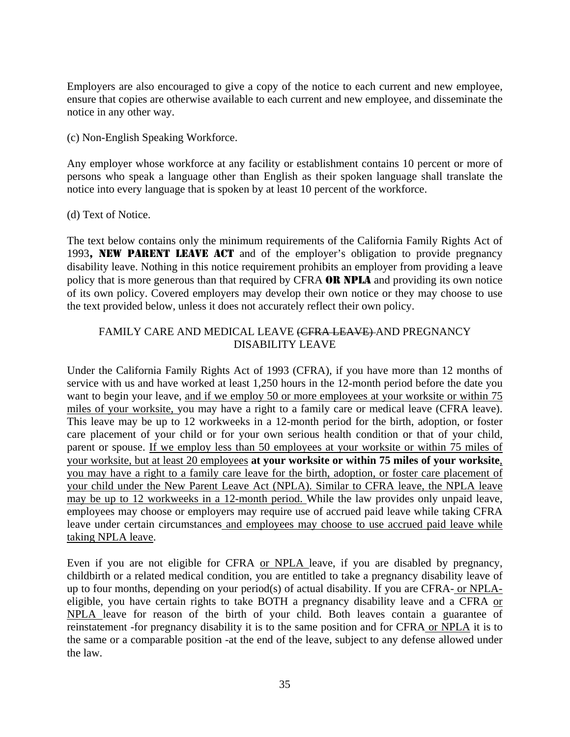Employers are also encouraged to give a copy of the notice to each current and new employee, ensure that copies are otherwise available to each current and new employee, and disseminate the notice in any other way.

(c) Non-English Speaking Workforce.

Any employer whose workforce at any facility or establishment contains 10 percent or more of persons who speak a language other than English as their spoken language shall translate the notice into every language that is spoken by at least 10 percent of the workforce.

(d) Text of Notice.

The text below contains only the minimum requirements of the California Family Rights Act of 1993**, NEW PARENT LEAVE ACT** and of the employer's obligation to provide pregnancy disability leave. Nothing in this notice requirement prohibits an employer from providing a leave policy that is more generous than that required by CFRA **OR NPLA** and providing its own notice of its own policy. Covered employers may develop their own notice or they may choose to use the text provided below, unless it does not accurately reflect their own policy.

FAMILY CARE AND MEDICAL LEAVE ~~(CFRA LEAVE)~~ AND PREGNANCY DISABILITY LEAVE

Under the California Family Rights Act of 1993 (CFRA), if you have more than 12 months of service with us and have worked at least 1,250 hours in the 12-month period before the date you want to begin your leave, <u>and if we employ 50 or more employees at your worksite or within 75 miles of your worksite,</u> you may have a right to a family care or medical leave (CFRA leave). This leave may be up to 12 workweeks in a 12-month period for the birth, adoption, or foster care placement of your child or for your own serious health condition or that of your child, parent or spouse. <u>If we employ less than 50 employees at your worksite or within 75 miles of your worksite, but at least 20 employees</u> **at your worksite or within 75 miles of your worksite**<u>, you may have a right to a family care leave for the birth, adoption, or foster care placement of your child under the New Parent Leave Act (NPLA). Similar to CFRA leave, the NPLA leave may be up to 12 workweeks in a 12-month period.</u> While the law provides only unpaid leave, employees may choose or employers may require use of accrued paid leave while taking CFRA leave under certain circumstances<u> and employees may choose to use accrued paid leave while taking NPLA leave</u>.

Even if you are not eligible for CFRA <u>or NPLA</u> leave, if you are disabled by pregnancy, childbirth or a related medical condition, you are entitled to take a pregnancy disability leave of up to four months, depending on your period(s) of actual disability. If you are CFRA-<u> or NPLA-</u>eligible, you have certain rights to take BOTH a pregnancy disability leave and a CFRA <u>or NPLA</u> leave for reason of the birth of your child. Both leaves contain a guarantee of reinstatement -for pregnancy disability it is to the same position and for CFRA<u> or NPLA</u> it is to the same or a comparable position -at the end of the leave, subject to any defense allowed under the law.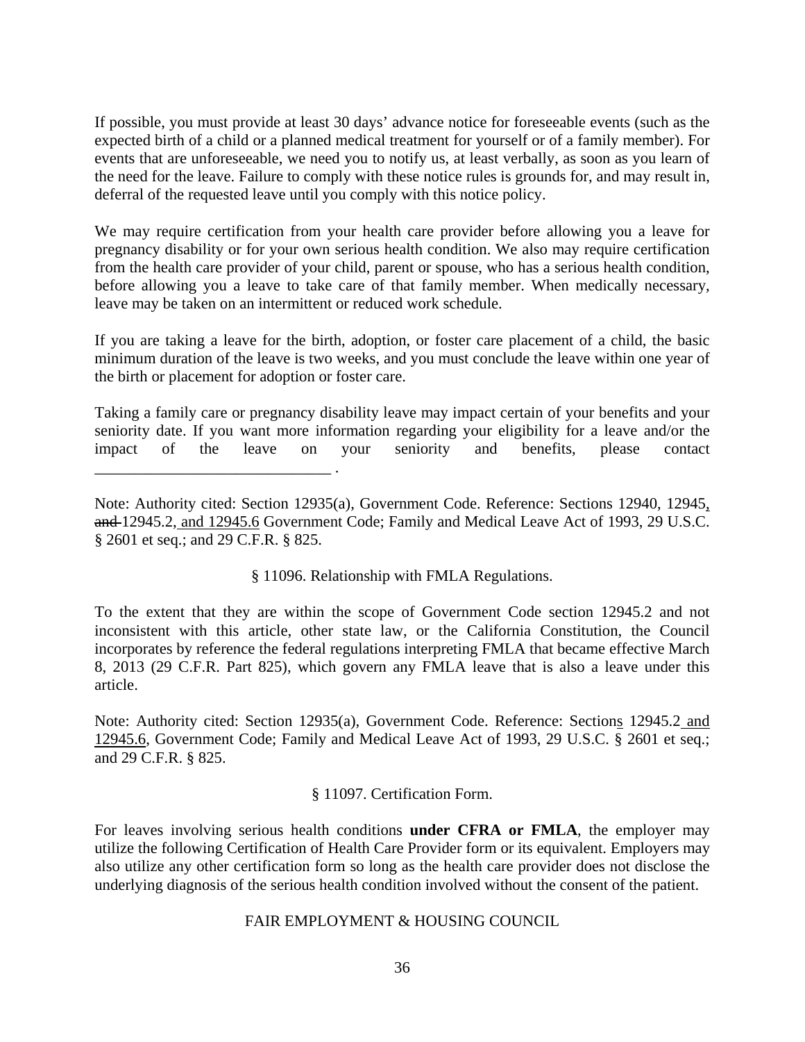If possible, you must provide at least 30 days' advance notice for foreseeable events (such as the expected birth of a child or a planned medical treatment for yourself or of a family member). For events that are unforeseeable, we need you to notify us, at least verbally, as soon as you learn of the need for the leave. Failure to comply with these notice rules is grounds for, and may result in, deferral of the requested leave until you comply with this notice policy.

We may require certification from your health care provider before allowing you a leave for pregnancy disability or for your own serious health condition. We also may require certification from the health care provider of your child, parent or spouse, who has a serious health condition, before allowing you a leave to take care of that family member. When medically necessary, leave may be taken on an intermittent or reduced work schedule.

If you are taking a leave for the birth, adoption, or foster care placement of a child, the basic minimum duration of the leave is two weeks, and you must conclude the leave within one year of the birth or placement for adoption or foster care.

Taking a family care or pregnancy disability leave may impact certain of your benefits and your seniority date. If you want more information regarding your eligibility for a leave and/or the impact of the leave on your seniority and benefits, please contact ______________________________ .

Note: Authority cited: Section 12935(a), Government Code. Reference: Sections 12940, 12945, ~~and~~ 12945.2, and 12945.6 Government Code; Family and Medical Leave Act of 1993, 29 U.S.C. § 2601 et seq.; and 29 C.F.R. § 825.

§ 11096. Relationship with FMLA Regulations.

To the extent that they are within the scope of Government Code section 12945.2 and not inconsistent with this article, other state law, or the California Constitution, the Council incorporates by reference the federal regulations interpreting FMLA that became effective March 8, 2013 (29 C.F.R. Part 825), which govern any FMLA leave that is also a leave under this article.

Note: Authority cited: Section 12935(a), Government Code. Reference: Sections 12945.2 and 12945.6, Government Code; Family and Medical Leave Act of 1993, 29 U.S.C. § 2601 et seq.; and 29 C.F.R. § 825.

§ 11097. Certification Form.

For leaves involving serious health conditions **under CFRA or FMLA**, the employer may utilize the following Certification of Health Care Provider form or its equivalent. Employers may also utilize any other certification form so long as the health care provider does not disclose the underlying diagnosis of the serious health condition involved without the consent of the patient.

FAIR EMPLOYMENT & HOUSING COUNCIL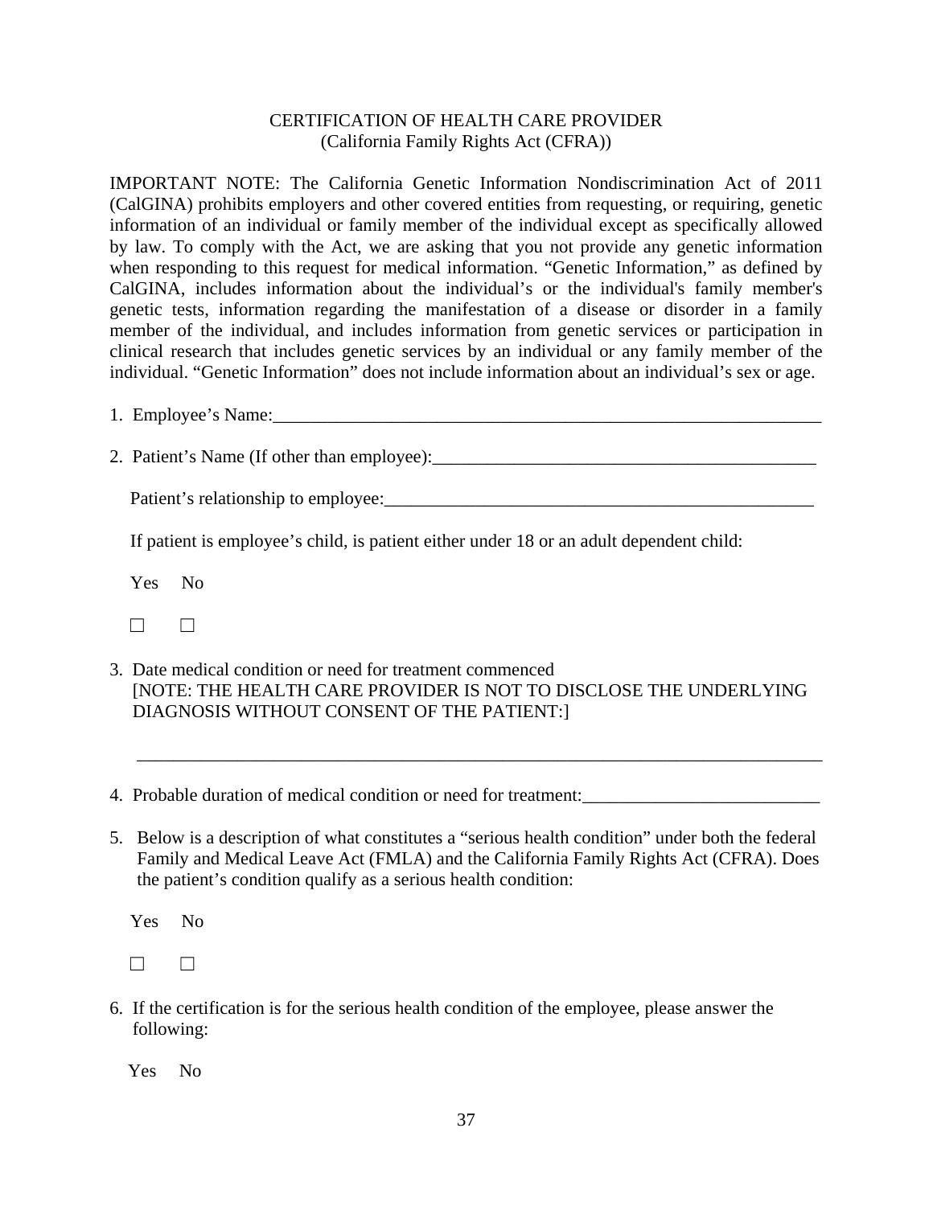CERTIFICATION OF HEALTH CARE PROVIDER
(California Family Rights Act (CFRA))

IMPORTANT NOTE: The California Genetic Information Nondiscrimination Act of 2011 (CalGINA) prohibits employers and other covered entities from requesting, or requiring, genetic information of an individual or family member of the individual except as specifically allowed by law. To comply with the Act, we are asking that you not provide any genetic information when responding to this request for medical information. "Genetic Information," as defined by CalGINA, includes information about the individual's or the individual's family member's genetic tests, information regarding the manifestation of a disease or disorder in a family member of the individual, and includes information from genetic services or participation in clinical research that includes genetic services by an individual or any family member of the individual. "Genetic Information" does not include information about an individual's sex or age.

1. Employee's Name:_______________________________________________________________

2. Patient's Name (If other than employee):___________________________________________

   Patient's relationship to employee:_______________________________________________

   If patient is employee's child, is patient either under 18 or an adult dependent child:

   Yes No

   ☐ ☐

3. Date medical condition or need for treatment commenced
   [NOTE: THE HEALTH CARE PROVIDER IS NOT TO DISCLOSE THE UNDERLYING DIAGNOSIS WITHOUT CONSENT OF THE PATIENT:]

   ___________________________________________________________________________

4. Probable duration of medical condition or need for treatment:__________________________

5. Below is a description of what constitutes a "serious health condition" under both the federal Family and Medical Leave Act (FMLA) and the California Family Rights Act (CFRA). Does the patient's condition qualify as a serious health condition:

   Yes No

   ☐ ☐

6. If the certification is for the serious health condition of the employee, please answer the following:

   Yes No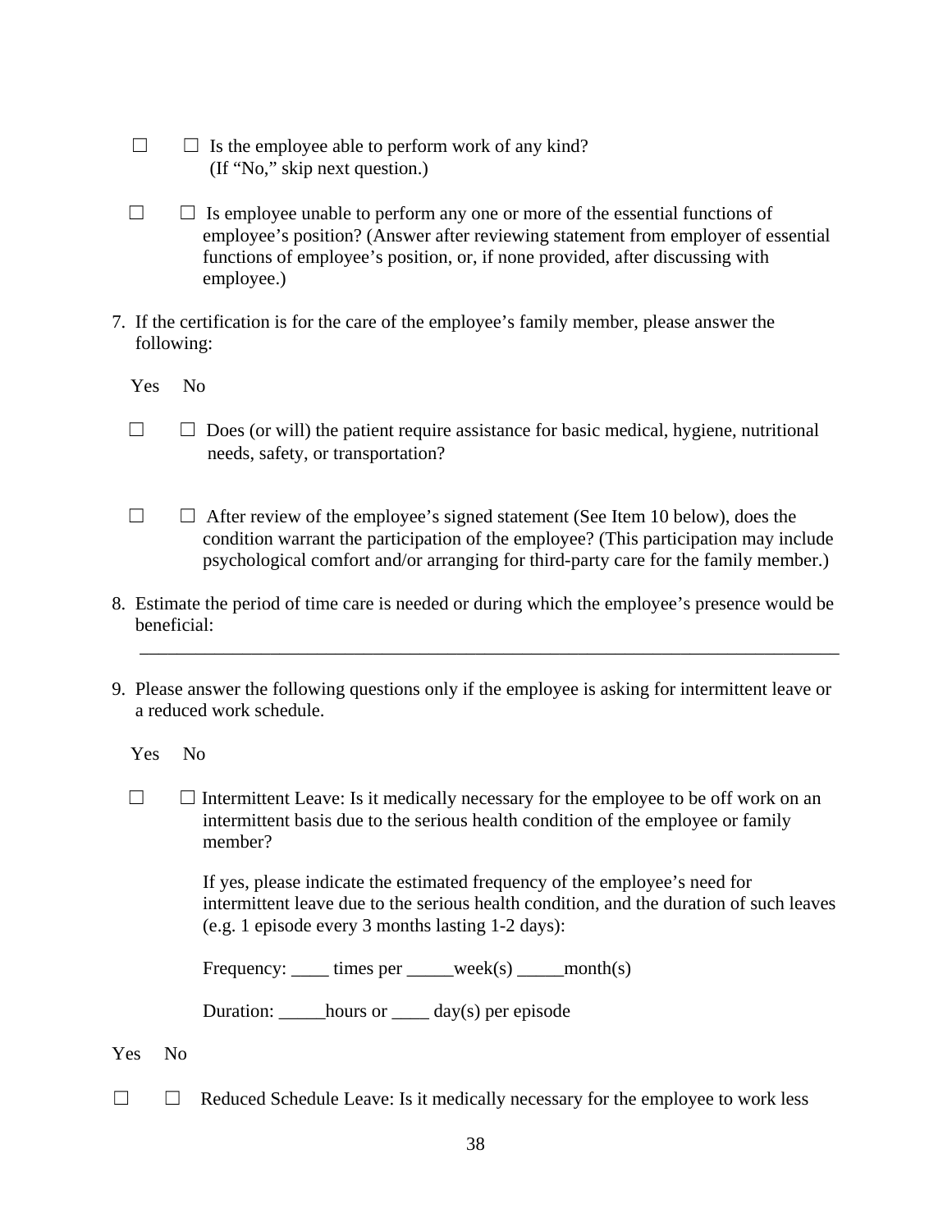☐ ☐ Is the employee able to perform work of any kind?
(If "No," skip next question.)

☐ ☐ Is employee unable to perform any one or more of the essential functions of employee's position? (Answer after reviewing statement from employer of essential functions of employee's position, or, if none provided, after discussing with employee.)

7. If the certification is for the care of the employee's family member, please answer the following:

Yes No

☐ ☐ Does (or will) the patient require assistance for basic medical, hygiene, nutritional needs, safety, or transportation?

☐ ☐ After review of the employee's signed statement (See Item 10 below), does the condition warrant the participation of the employee? (This participation may include psychological comfort and/or arranging for third-party care for the family member.)

8. Estimate the period of time care is needed or during which the employee's presence would be beneficial:

   ______________________________________________________________________________

9. Please answer the following questions only if the employee is asking for intermittent leave or a reduced work schedule.

Yes No

☐ ☐ Intermittent Leave: Is it medically necessary for the employee to be off work on an intermittent basis due to the serious health condition of the employee or family member?

If yes, please indicate the estimated frequency of the employee's need for intermittent leave due to the serious health condition, and the duration of such leaves (e.g. 1 episode every 3 months lasting 1-2 days):

Frequency: ____ times per _____week(s) _____month(s)

Duration: _____hours or ____ day(s) per episode

Yes No

☐ ☐ Reduced Schedule Leave: Is it medically necessary for the employee to work less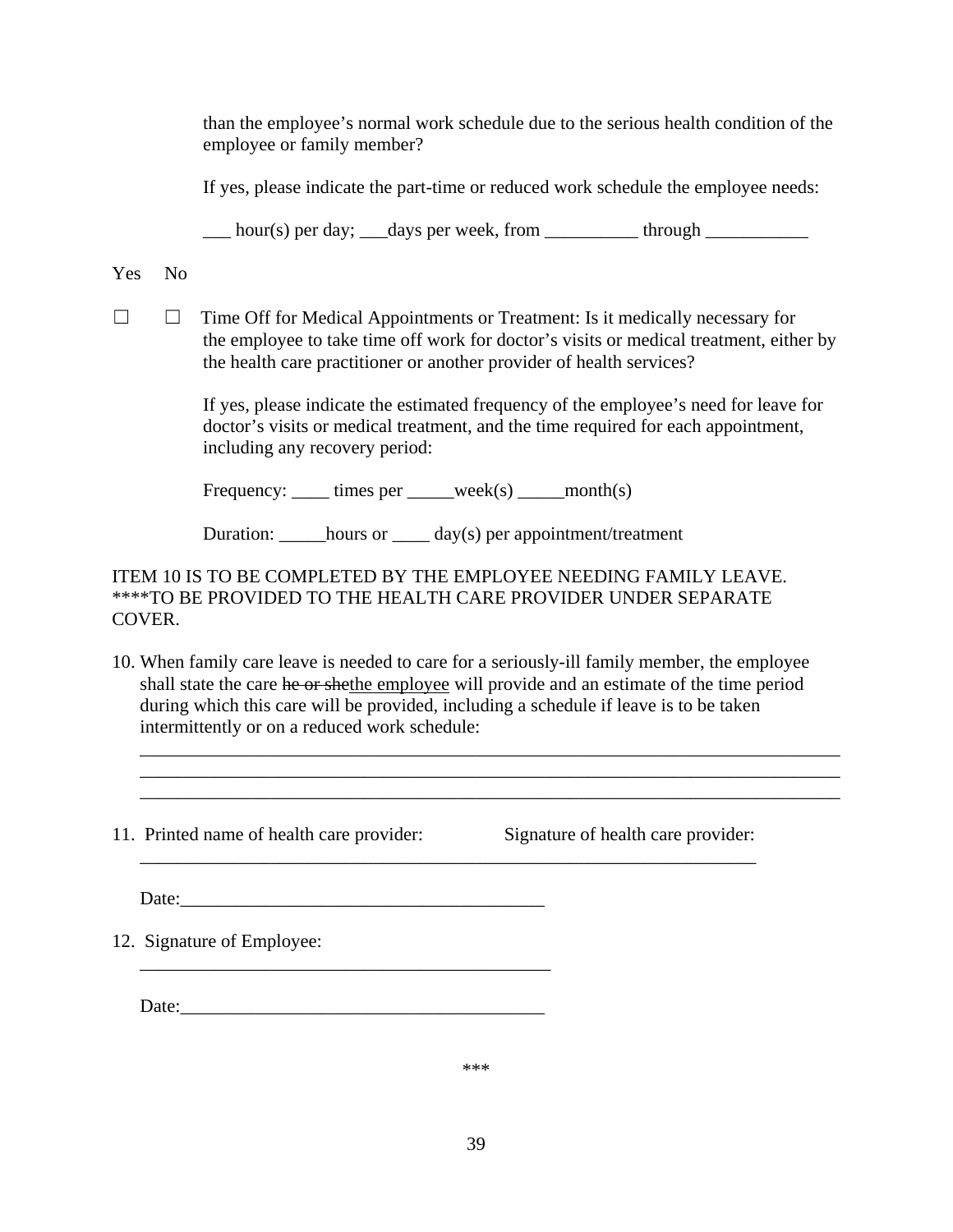than the employee's normal work schedule due to the serious health condition of the employee or family member?

If yes, please indicate the part-time or reduced work schedule the employee needs:

___ hour(s) per day; ___days per week, from __________ through ___________

Yes No

☐ ☐ Time Off for Medical Appointments or Treatment: Is it medically necessary for the employee to take time off work for doctor's visits or medical treatment, either by the health care practitioner or another provider of health services?

If yes, please indicate the estimated frequency of the employee's need for leave for doctor's visits or medical treatment, and the time required for each appointment, including any recovery period:

Frequency: ____ times per _____week(s) _____month(s)

Duration: _____hours or ____ day(s) per appointment/treatment

ITEM 10 IS TO BE COMPLETED BY THE EMPLOYEE NEEDING FAMILY LEAVE. ****TO BE PROVIDED TO THE HEALTH CARE PROVIDER UNDER SEPARATE COVER.

10. When family care leave is needed to care for a seriously-ill family member, the employee shall state the care ~~he or she~~<u>the employee</u> will provide and an estimate of the time period during which this care will be provided, including a schedule if leave is to be taken intermittently or on a reduced work schedule:

______________________________________________________________________________
______________________________________________________________________________
______________________________________________________________________________

11. Printed name of health care provider: Signature of health care provider:

_____________________________________________________________________

Date:_______________________________________

12. Signature of Employee:

_____________________________________________

Date:_______________________________________

***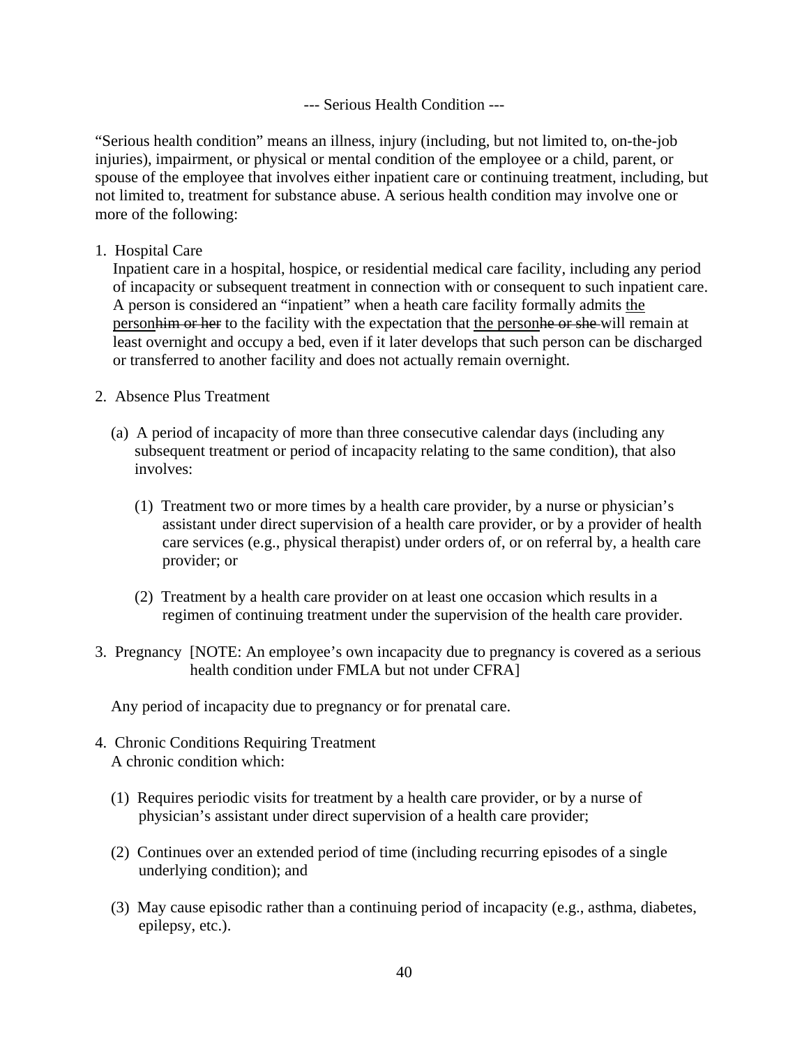--- Serious Health Condition ---

"Serious health condition" means an illness, injury (including, but not limited to, on-the-job injuries), impairment, or physical or mental condition of the employee or a child, parent, or spouse of the employee that involves either inpatient care or continuing treatment, including, but not limited to, treatment for substance abuse. A serious health condition may involve one or more of the following:

1. Hospital Care

   Inpatient care in a hospital, hospice, or residential medical care facility, including any period of incapacity or subsequent treatment in connection with or consequent to such inpatient care. A person is considered an "inpatient" when a heath care facility formally admits <u>the person</u>~~him or her~~ to the facility with the expectation that <u>the person</u>~~he or she~~ will remain at least overnight and occupy a bed, even if it later develops that such person can be discharged or transferred to another facility and does not actually remain overnight.

2. Absence Plus Treatment

   (a) A period of incapacity of more than three consecutive calendar days (including any subsequent treatment or period of incapacity relating to the same condition), that also involves:

      (1) Treatment two or more times by a health care provider, by a nurse or physician's assistant under direct supervision of a health care provider, or by a provider of health care services (e.g., physical therapist) under orders of, or on referral by, a health care provider; or

      (2) Treatment by a health care provider on at least one occasion which results in a regimen of continuing treatment under the supervision of the health care provider.

3. Pregnancy [NOTE: An employee's own incapacity due to pregnancy is covered as a serious health condition under FMLA but not under CFRA]

   Any period of incapacity due to pregnancy or for prenatal care.

4. Chronic Conditions Requiring Treatment

   A chronic condition which:

   (1) Requires periodic visits for treatment by a health care provider, or by a nurse of physician's assistant under direct supervision of a health care provider;

   (2) Continues over an extended period of time (including recurring episodes of a single underlying condition); and

   (3) May cause episodic rather than a continuing period of incapacity (e.g., asthma, diabetes, epilepsy, etc.).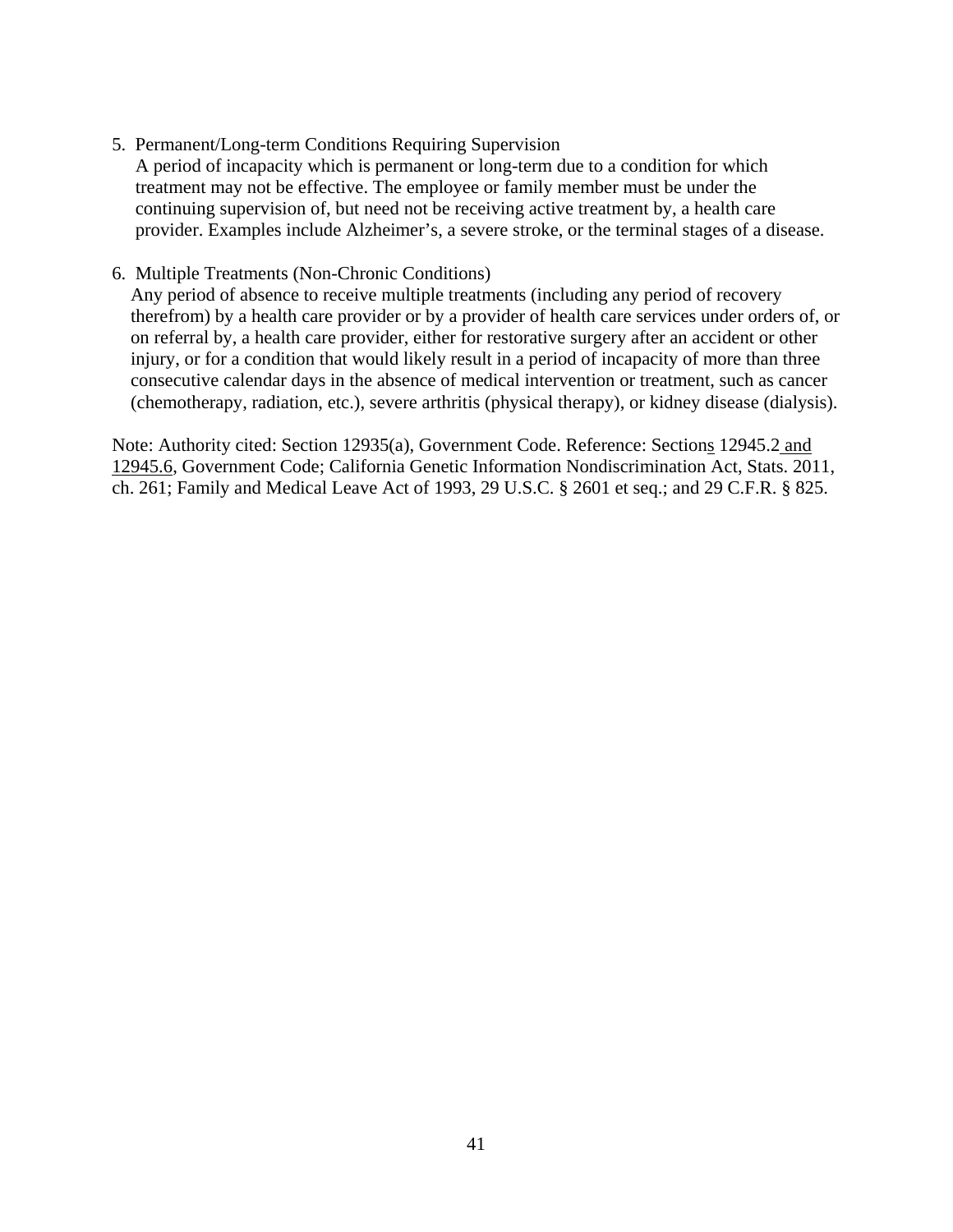5. Permanent/Long-term Conditions Requiring Supervision
   A period of incapacity which is permanent or long-term due to a condition for which treatment may not be effective. The employee or family member must be under the continuing supervision of, but need not be receiving active treatment by, a health care provider. Examples include Alzheimer's, a severe stroke, or the terminal stages of a disease.

6. Multiple Treatments (Non-Chronic Conditions)
   Any period of absence to receive multiple treatments (including any period of recovery therefrom) by a health care provider or by a provider of health care services under orders of, or on referral by, a health care provider, either for restorative surgery after an accident or other injury, or for a condition that would likely result in a period of incapacity of more than three consecutive calendar days in the absence of medical intervention or treatment, such as cancer (chemotherapy, radiation, etc.), severe arthritis (physical therapy), or kidney disease (dialysis).

Note: Authority cited: Section 12935(a), Government Code. Reference: Sections 12945.2 and 12945.6, Government Code; California Genetic Information Nondiscrimination Act, Stats. 2011, ch. 261; Family and Medical Leave Act of 1993, 29 U.S.C. § 2601 et seq.; and 29 C.F.R. § 825.